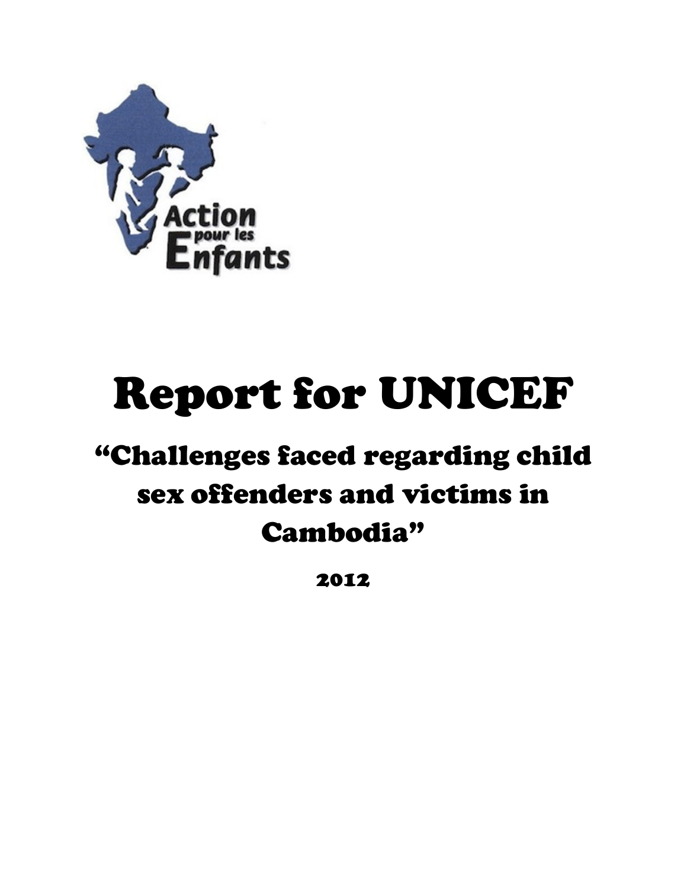Action pour les Enfants

# Report for UNICEF

## "Challenges faced regarding child sex offenders and victims in Cambodia"

**2012**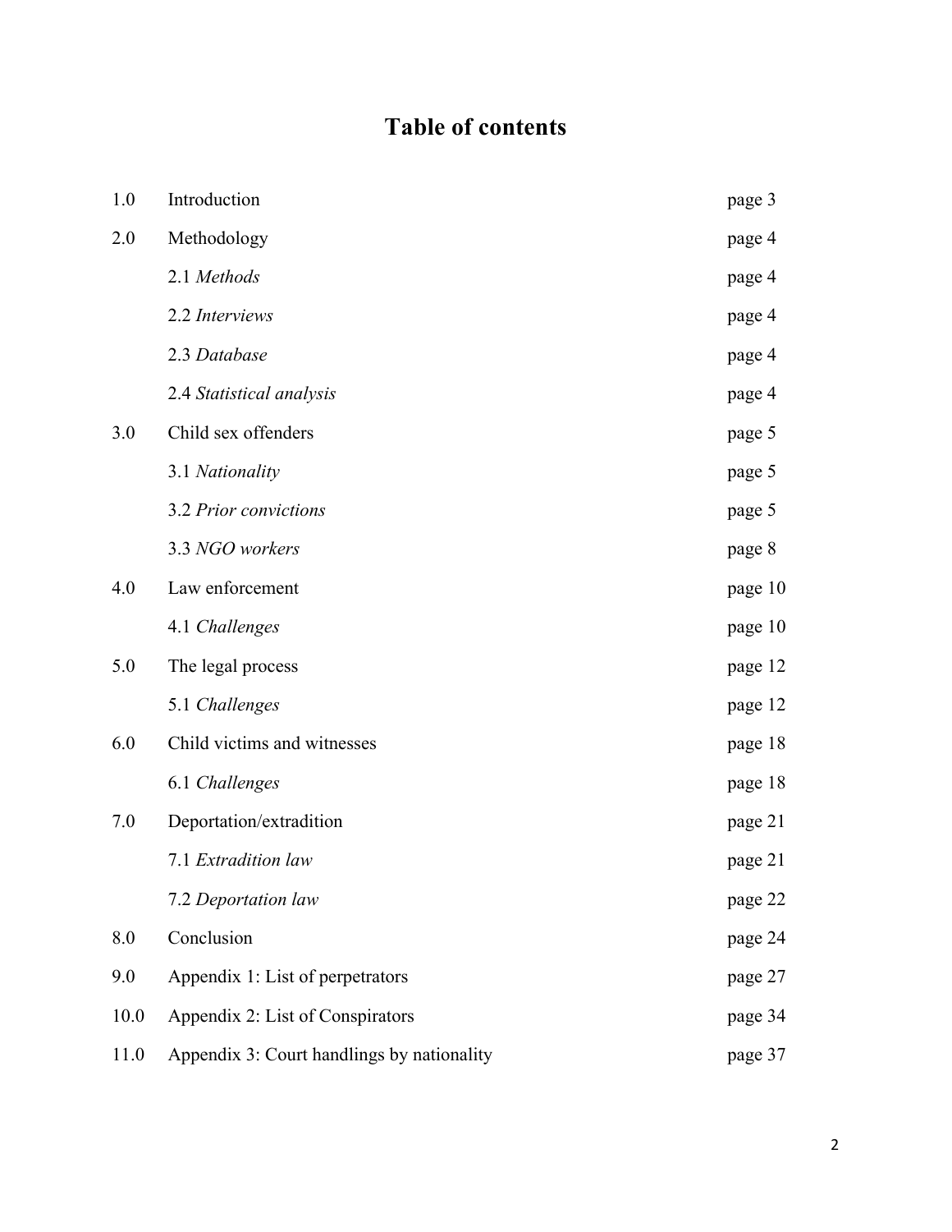# Table of contents

| | | |
|---|---|---|
| 1.0 | Introduction | page 3 |
| 2.0 | Methodology | page 4 |
| | 2.1 *Methods* | page 4 |
| | 2.2 *Interviews* | page 4 |
| | 2.3 *Database* | page 4 |
| | 2.4 *Statistical analysis* | page 4 |
| 3.0 | Child sex offenders | page 5 |
| | 3.1 *Nationality* | page 5 |
| | 3.2 *Prior convictions* | page 5 |
| | 3.3 *NGO workers* | page 8 |
| 4.0 | Law enforcement | page 10 |
| | 4.1 *Challenges* | page 10 |
| 5.0 | The legal process | page 12 |
| | 5.1 *Challenges* | page 12 |
| 6.0 | Child victims and witnesses | page 18 |
| | 6.1 *Challenges* | page 18 |
| 7.0 | Deportation/extradition | page 21 |
| | 7.1 *Extradition law* | page 21 |
| | 7.2 *Deportation law* | page 22 |
| 8.0 | Conclusion | page 24 |
| 9.0 | Appendix 1: List of perpetrators | page 27 |
| 10.0 | Appendix 2: List of Conspirators | page 34 |
| 11.0 | Appendix 3: Court handlings by nationality | page 37 |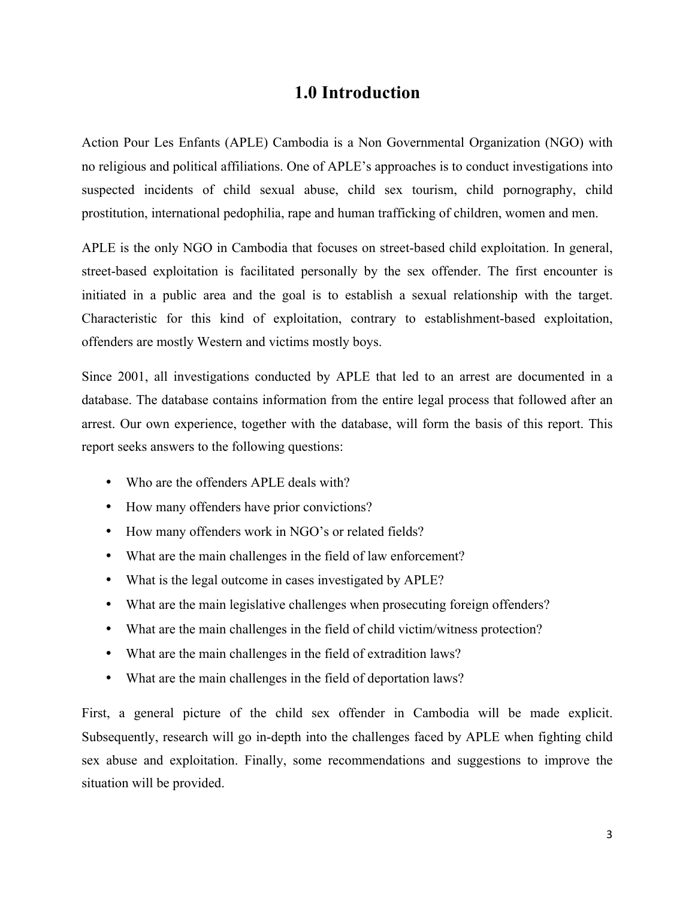# 1.0 Introduction

Action Pour Les Enfants (APLE) Cambodia is a Non Governmental Organization (NGO) with no religious and political affiliations. One of APLE's approaches is to conduct investigations into suspected incidents of child sexual abuse, child sex tourism, child pornography, child prostitution, international pedophilia, rape and human trafficking of children, women and men.

APLE is the only NGO in Cambodia that focuses on street-based child exploitation. In general, street-based exploitation is facilitated personally by the sex offender. The first encounter is initiated in a public area and the goal is to establish a sexual relationship with the target. Characteristic for this kind of exploitation, contrary to establishment-based exploitation, offenders are mostly Western and victims mostly boys.

Since 2001, all investigations conducted by APLE that led to an arrest are documented in a database. The database contains information from the entire legal process that followed after an arrest. Our own experience, together with the database, will form the basis of this report. This report seeks answers to the following questions:

- Who are the offenders APLE deals with?
- How many offenders have prior convictions?
- How many offenders work in NGO's or related fields?
- What are the main challenges in the field of law enforcement?
- What is the legal outcome in cases investigated by APLE?
- What are the main legislative challenges when prosecuting foreign offenders?
- What are the main challenges in the field of child victim/witness protection?
- What are the main challenges in the field of extradition laws?
- What are the main challenges in the field of deportation laws?

First, a general picture of the child sex offender in Cambodia will be made explicit. Subsequently, research will go in-depth into the challenges faced by APLE when fighting child sex abuse and exploitation. Finally, some recommendations and suggestions to improve the situation will be provided.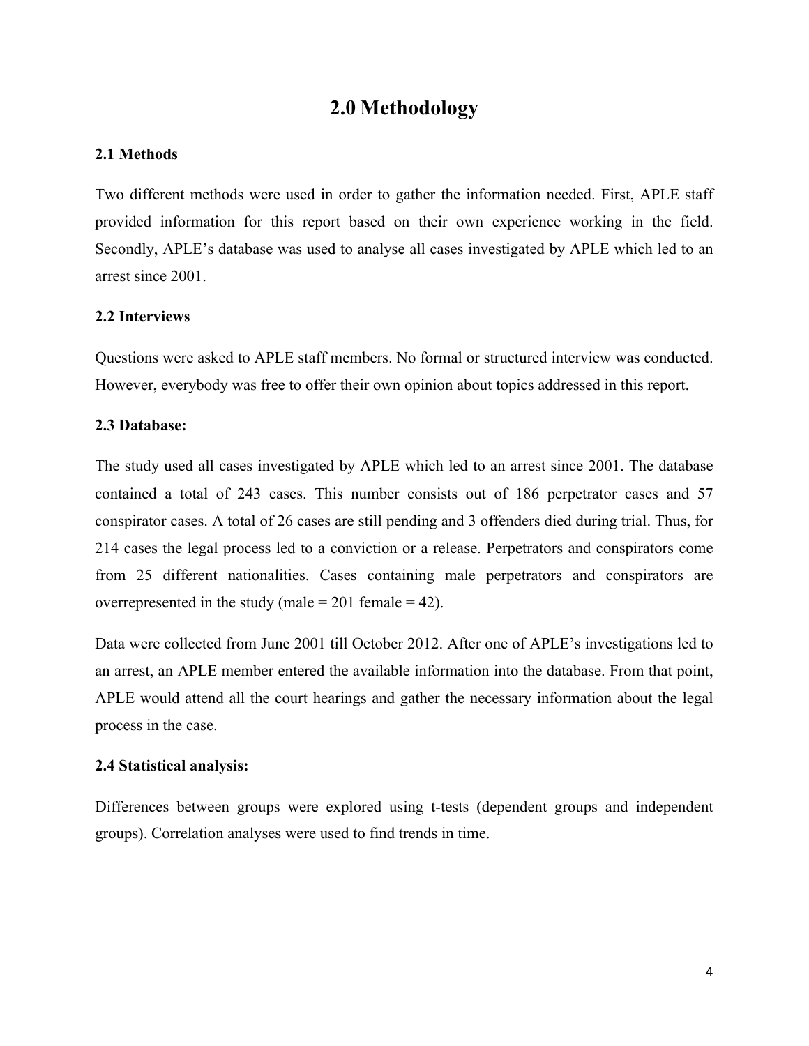# 2.0 Methodology

## 2.1 Methods

Two different methods were used in order to gather the information needed. First, APLE staff provided information for this report based on their own experience working in the field. Secondly, APLE's database was used to analyse all cases investigated by APLE which led to an arrest since 2001.

## 2.2 Interviews

Questions were asked to APLE staff members. No formal or structured interview was conducted. However, everybody was free to offer their own opinion about topics addressed in this report.

## 2.3 Database:

The study used all cases investigated by APLE which led to an arrest since 2001. The database contained a total of 243 cases. This number consists out of 186 perpetrator cases and 57 conspirator cases. A total of 26 cases are still pending and 3 offenders died during trial. Thus, for 214 cases the legal process led to a conviction or a release. Perpetrators and conspirators come from 25 different nationalities. Cases containing male perpetrators and conspirators are overrepresented in the study (male = 201 female = 42).

Data were collected from June 2001 till October 2012. After one of APLE's investigations led to an arrest, an APLE member entered the available information into the database. From that point, APLE would attend all the court hearings and gather the necessary information about the legal process in the case.

## 2.4 Statistical analysis:

Differences between groups were explored using t-tests (dependent groups and independent groups). Correlation analyses were used to find trends in time.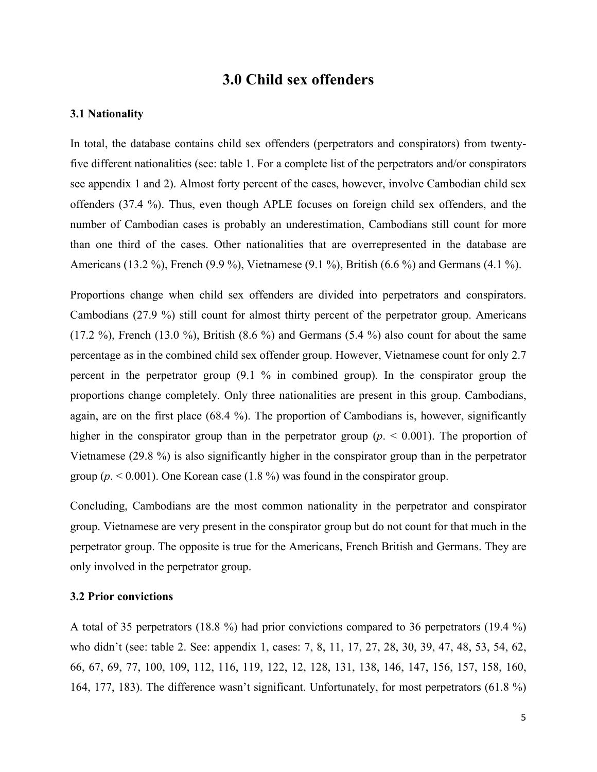# 3.0 Child sex offenders

### 3.1 Nationality

In total, the database contains child sex offenders (perpetrators and conspirators) from twenty-five different nationalities (see: table 1. For a complete list of the perpetrators and/or conspirators see appendix 1 and 2). Almost forty percent of the cases, however, involve Cambodian child sex offenders (37.4 %). Thus, even though APLE focuses on foreign child sex offenders, and the number of Cambodian cases is probably an underestimation, Cambodians still count for more than one third of the cases. Other nationalities that are overrepresented in the database are Americans (13.2 %), French (9.9 %), Vietnamese (9.1 %), British (6.6 %) and Germans (4.1 %).

Proportions change when child sex offenders are divided into perpetrators and conspirators. Cambodians (27.9 %) still count for almost thirty percent of the perpetrator group. Americans (17.2 %), French (13.0 %), British (8.6 %) and Germans (5.4 %) also count for about the same percentage as in the combined child sex offender group. However, Vietnamese count for only 2.7 percent in the perpetrator group (9.1 % in combined group). In the conspirator group the proportions change completely. Only three nationalities are present in this group. Cambodians, again, are on the first place (68.4 %). The proportion of Cambodians is, however, significantly higher in the conspirator group than in the perpetrator group ($p. < 0.001$). The proportion of Vietnamese (29.8 %) is also significantly higher in the conspirator group than in the perpetrator group ($p. < 0.001$). One Korean case (1.8 %) was found in the conspirator group.

Concluding, Cambodians are the most common nationality in the perpetrator and conspirator group. Vietnamese are very present in the conspirator group but do not count for that much in the perpetrator group. The opposite is true for the Americans, French British and Germans. They are only involved in the perpetrator group.

### 3.2 Prior convictions

A total of 35 perpetrators (18.8 %) had prior convictions compared to 36 perpetrators (19.4 %) who didn't (see: table 2. See: appendix 1, cases: 7, 8, 11, 17, 27, 28, 30, 39, 47, 48, 53, 54, 62, 66, 67, 69, 77, 100, 109, 112, 116, 119, 122, 12, 128, 131, 138, 146, 147, 156, 157, 158, 160, 164, 177, 183). The difference wasn't significant. Unfortunately, for most perpetrators (61.8 %)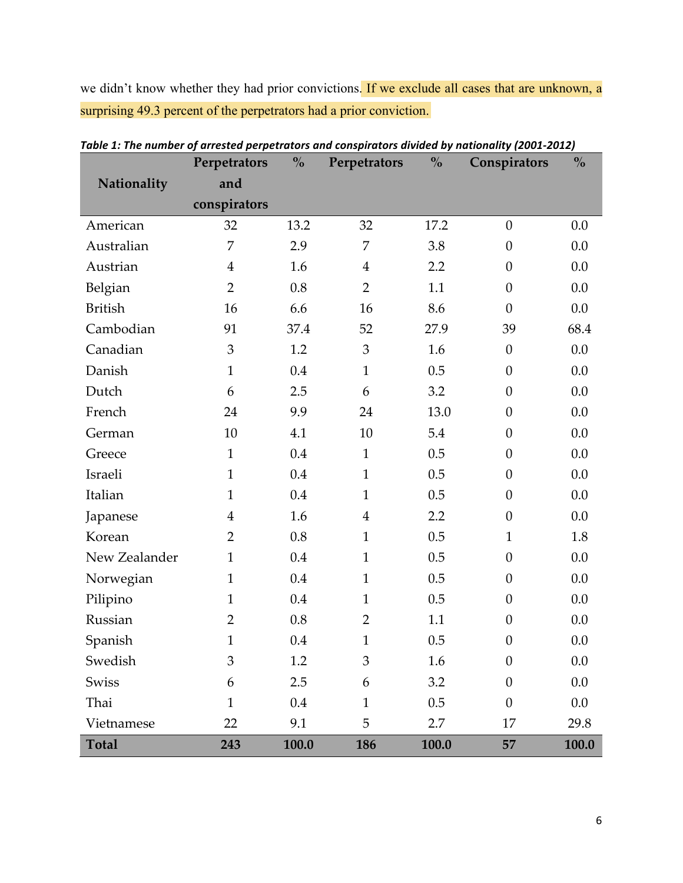we didn't know whether they had prior convictions. If we exclude all cases that are unknown, a surprising 49.3 percent of the perpetrators had a prior conviction.

***Table 1: The number of arrested perpetrators and conspirators divided by nationality (2001-2012)***

| Nationality | Perpetrators and conspirators | % | Perpetrators | % | Conspirators | % |
|---|---|---|---|---|---|---|
| American | 32 | 13.2 | 32 | 17.2 | 0 | 0.0 |
| Australian | 7 | 2.9 | 7 | 3.8 | 0 | 0.0 |
| Austrian | 4 | 1.6 | 4 | 2.2 | 0 | 0.0 |
| Belgian | 2 | 0.8 | 2 | 1.1 | 0 | 0.0 |
| British | 16 | 6.6 | 16 | 8.6 | 0 | 0.0 |
| Cambodian | 91 | 37.4 | 52 | 27.9 | 39 | 68.4 |
| Canadian | 3 | 1.2 | 3 | 1.6 | 0 | 0.0 |
| Danish | 1 | 0.4 | 1 | 0.5 | 0 | 0.0 |
| Dutch | 6 | 2.5 | 6 | 3.2 | 0 | 0.0 |
| French | 24 | 9.9 | 24 | 13.0 | 0 | 0.0 |
| German | 10 | 4.1 | 10 | 5.4 | 0 | 0.0 |
| Greece | 1 | 0.4 | 1 | 0.5 | 0 | 0.0 |
| Israeli | 1 | 0.4 | 1 | 0.5 | 0 | 0.0 |
| Italian | 1 | 0.4 | 1 | 0.5 | 0 | 0.0 |
| Japanese | 4 | 1.6 | 4 | 2.2 | 0 | 0.0 |
| Korean | 2 | 0.8 | 1 | 0.5 | 1 | 1.8 |
| New Zealander | 1 | 0.4 | 1 | 0.5 | 0 | 0.0 |
| Norwegian | 1 | 0.4 | 1 | 0.5 | 0 | 0.0 |
| Pilipino | 1 | 0.4 | 1 | 0.5 | 0 | 0.0 |
| Russian | 2 | 0.8 | 2 | 1.1 | 0 | 0.0 |
| Spanish | 1 | 0.4 | 1 | 0.5 | 0 | 0.0 |
| Swedish | 3 | 1.2 | 3 | 1.6 | 0 | 0.0 |
| Swiss | 6 | 2.5 | 6 | 3.2 | 0 | 0.0 |
| Thai | 1 | 0.4 | 1 | 0.5 | 0 | 0.0 |
| Vietnamese | 22 | 9.1 | 5 | 2.7 | 17 | 29.8 |
| **Total** | **243** | **100.0** | **186** | **100.0** | **57** | **100.0** |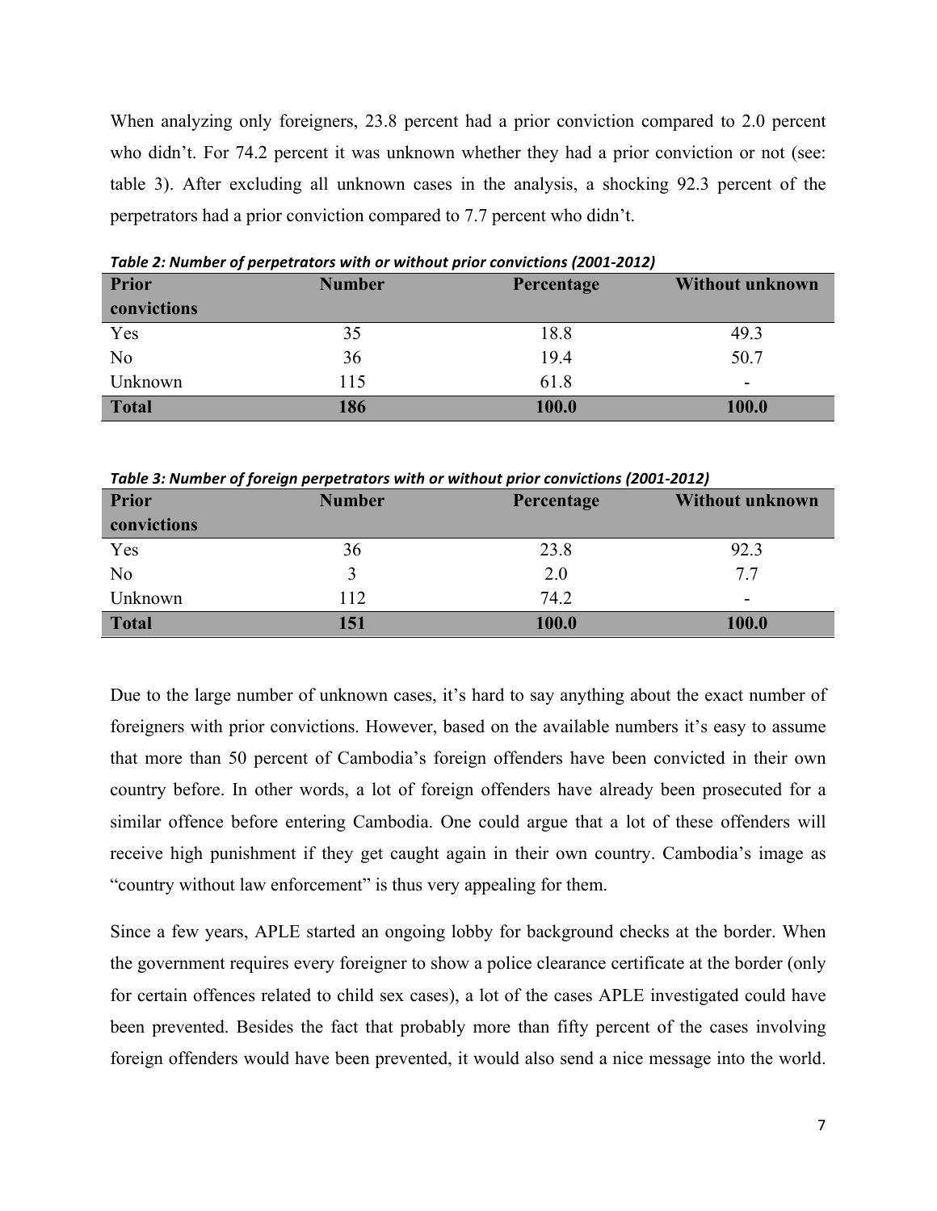When analyzing only foreigners, 23.8 percent had a prior conviction compared to 2.0 percent who didn't. For 74.2 percent it was unknown whether they had a prior conviction or not (see: table 3). After excluding all unknown cases in the analysis, a shocking 92.3 percent of the perpetrators had a prior conviction compared to 7.7 percent who didn't.

*Table 2: Number of perpetrators with or without prior convictions (2001-2012)*

| Prior convictions | Number | Percentage | Without unknown |
|---|---|---|---|
| Yes | 35 | 18.8 | 49.3 |
| No | 36 | 19.4 | 50.7 |
| Unknown | 115 | 61.8 | - |
| **Total** | **186** | **100.0** | **100.0** |

*Table 3: Number of foreign perpetrators with or without prior convictions (2001-2012)*

| Prior convictions | Number | Percentage | Without unknown |
|---|---|---|---|
| Yes | 36 | 23.8 | 92.3 |
| No | 3 | 2.0 | 7.7 |
| Unknown | 112 | 74.2 | - |
| **Total** | **151** | **100.0** | **100.0** |

Due to the large number of unknown cases, it's hard to say anything about the exact number of foreigners with prior convictions. However, based on the available numbers it's easy to assume that more than 50 percent of Cambodia's foreign offenders have been convicted in their own country before. In other words, a lot of foreign offenders have already been prosecuted for a similar offence before entering Cambodia. One could argue that a lot of these offenders will receive high punishment if they get caught again in their own country. Cambodia's image as "country without law enforcement" is thus very appealing for them.

Since a few years, APLE started an ongoing lobby for background checks at the border. When the government requires every foreigner to show a police clearance certificate at the border (only for certain offences related to child sex cases), a lot of the cases APLE investigated could have been prevented. Besides the fact that probably more than fifty percent of the cases involving foreign offenders would have been prevented, it would also send a nice message into the world.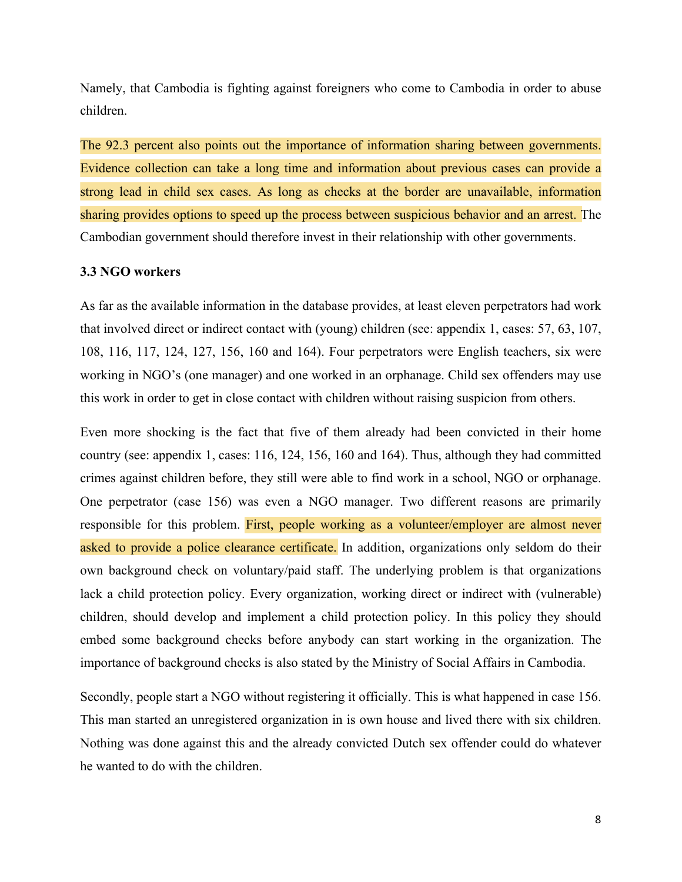Namely, that Cambodia is fighting against foreigners who come to Cambodia in order to abuse children.

The 92.3 percent also points out the importance of information sharing between governments. Evidence collection can take a long time and information about previous cases can provide a strong lead in child sex cases. As long as checks at the border are unavailable, information sharing provides options to speed up the process between suspicious behavior and an arrest. The Cambodian government should therefore invest in their relationship with other governments.

### 3.3 NGO workers

As far as the available information in the database provides, at least eleven perpetrators had work that involved direct or indirect contact with (young) children (see: appendix 1, cases: 57, 63, 107, 108, 116, 117, 124, 127, 156, 160 and 164). Four perpetrators were English teachers, six were working in NGO's (one manager) and one worked in an orphanage. Child sex offenders may use this work in order to get in close contact with children without raising suspicion from others.

Even more shocking is the fact that five of them already had been convicted in their home country (see: appendix 1, cases: 116, 124, 156, 160 and 164). Thus, although they had committed crimes against children before, they still were able to find work in a school, NGO or orphanage. One perpetrator (case 156) was even a NGO manager. Two different reasons are primarily responsible for this problem. First, people working as a volunteer/employer are almost never asked to provide a police clearance certificate. In addition, organizations only seldom do their own background check on voluntary/paid staff. The underlying problem is that organizations lack a child protection policy. Every organization, working direct or indirect with (vulnerable) children, should develop and implement a child protection policy. In this policy they should embed some background checks before anybody can start working in the organization. The importance of background checks is also stated by the Ministry of Social Affairs in Cambodia.

Secondly, people start a NGO without registering it officially. This is what happened in case 156. This man started an unregistered organization in is own house and lived there with six children. Nothing was done against this and the already convicted Dutch sex offender could do whatever he wanted to do with the children.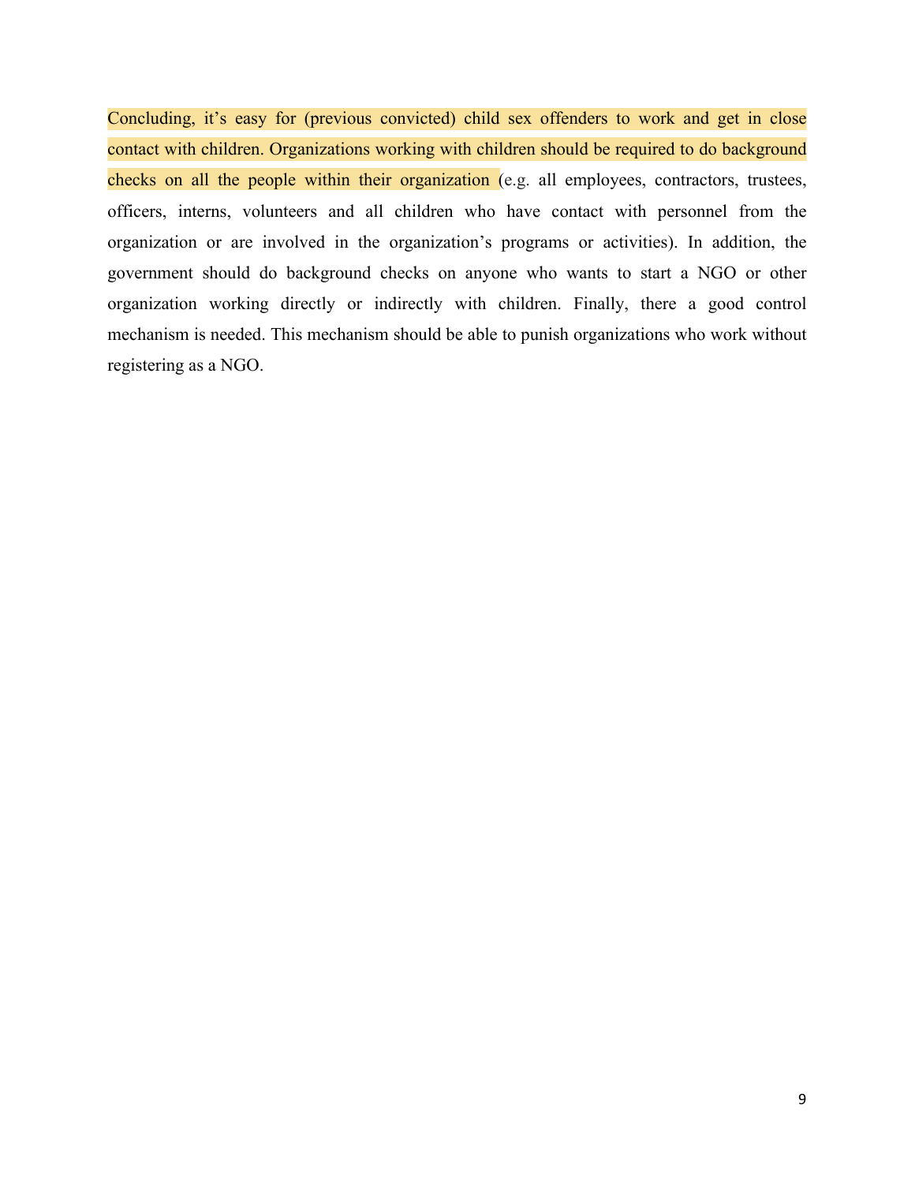Concluding, it's easy for (previous convicted) child sex offenders to work and get in close contact with children. Organizations working with children should be required to do background checks on all the people within their organization (e.g. all employees, contractors, trustees, officers, interns, volunteers and all children who have contact with personnel from the organization or are involved in the organization's programs or activities). In addition, the government should do background checks on anyone who wants to start a NGO or other organization working directly or indirectly with children. Finally, there a good control mechanism is needed. This mechanism should be able to punish organizations who work without registering as a NGO.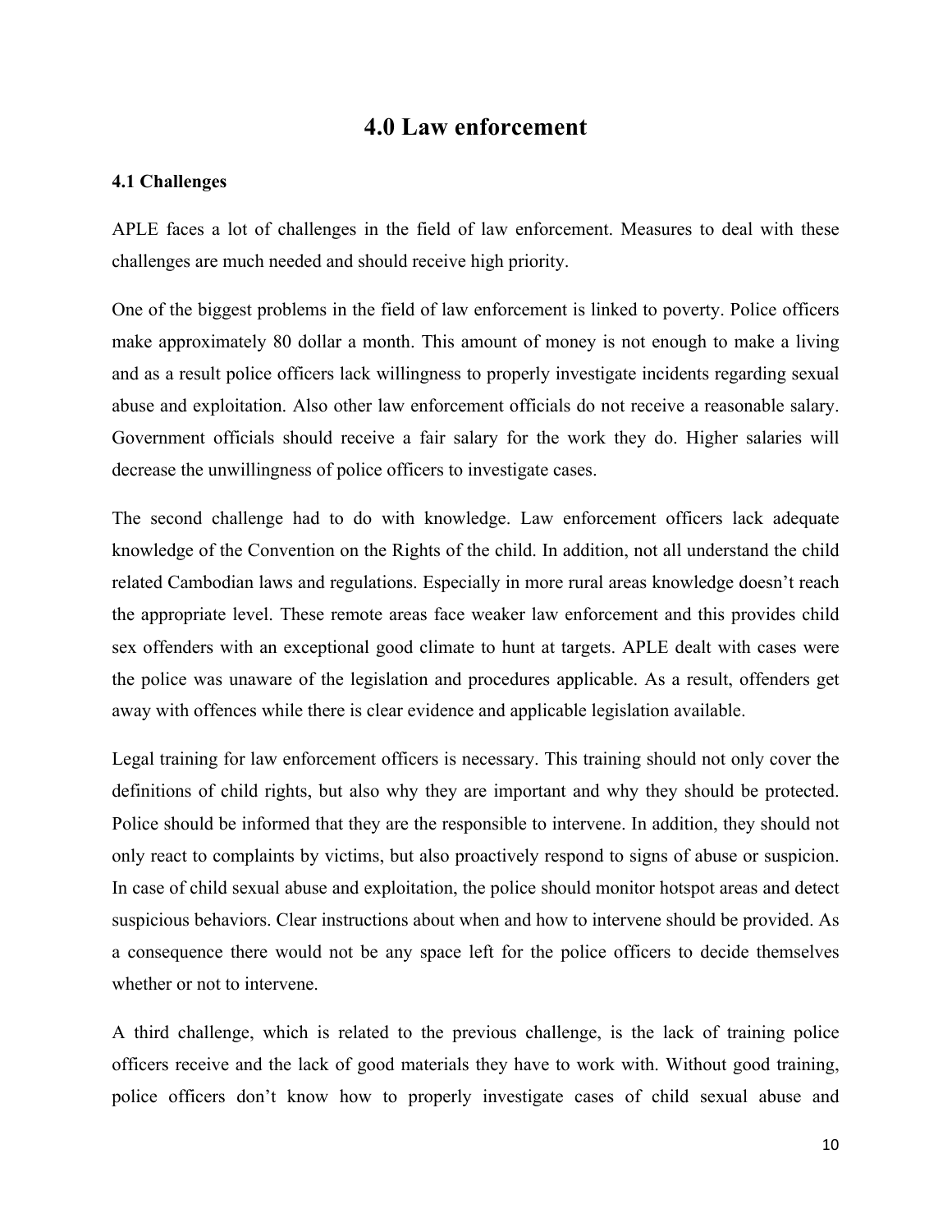# 4.0 Law enforcement

### 4.1 Challenges

APLE faces a lot of challenges in the field of law enforcement. Measures to deal with these challenges are much needed and should receive high priority.

One of the biggest problems in the field of law enforcement is linked to poverty. Police officers make approximately 80 dollar a month. This amount of money is not enough to make a living and as a result police officers lack willingness to properly investigate incidents regarding sexual abuse and exploitation. Also other law enforcement officials do not receive a reasonable salary. Government officials should receive a fair salary for the work they do. Higher salaries will decrease the unwillingness of police officers to investigate cases.

The second challenge had to do with knowledge. Law enforcement officers lack adequate knowledge of the Convention on the Rights of the child. In addition, not all understand the child related Cambodian laws and regulations. Especially in more rural areas knowledge doesn't reach the appropriate level. These remote areas face weaker law enforcement and this provides child sex offenders with an exceptional good climate to hunt at targets. APLE dealt with cases were the police was unaware of the legislation and procedures applicable. As a result, offenders get away with offences while there is clear evidence and applicable legislation available.

Legal training for law enforcement officers is necessary. This training should not only cover the definitions of child rights, but also why they are important and why they should be protected. Police should be informed that they are the responsible to intervene. In addition, they should not only react to complaints by victims, but also proactively respond to signs of abuse or suspicion. In case of child sexual abuse and exploitation, the police should monitor hotspot areas and detect suspicious behaviors. Clear instructions about when and how to intervene should be provided. As a consequence there would not be any space left for the police officers to decide themselves whether or not to intervene.

A third challenge, which is related to the previous challenge, is the lack of training police officers receive and the lack of good materials they have to work with. Without good training, police officers don't know how to properly investigate cases of child sexual abuse and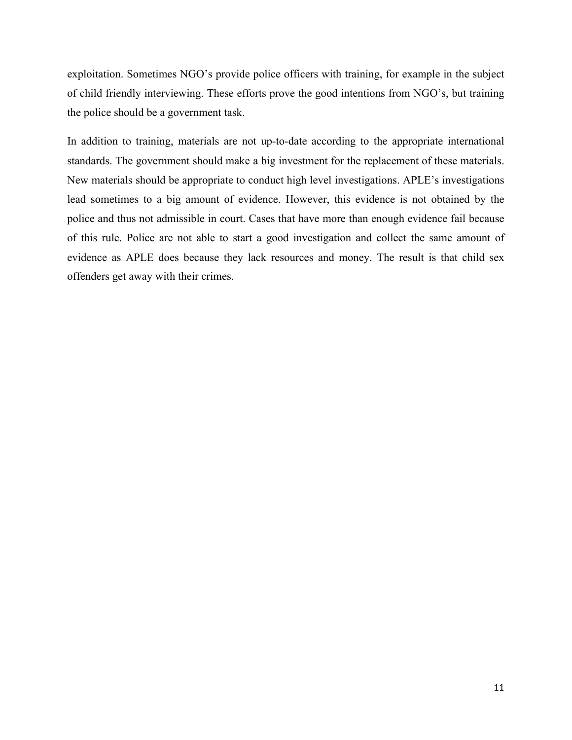exploitation. Sometimes NGO's provide police officers with training, for example in the subject of child friendly interviewing. These efforts prove the good intentions from NGO's, but training the police should be a government task.

In addition to training, materials are not up-to-date according to the appropriate international standards. The government should make a big investment for the replacement of these materials. New materials should be appropriate to conduct high level investigations. APLE's investigations lead sometimes to a big amount of evidence. However, this evidence is not obtained by the police and thus not admissible in court. Cases that have more than enough evidence fail because of this rule. Police are not able to start a good investigation and collect the same amount of evidence as APLE does because they lack resources and money. The result is that child sex offenders get away with their crimes.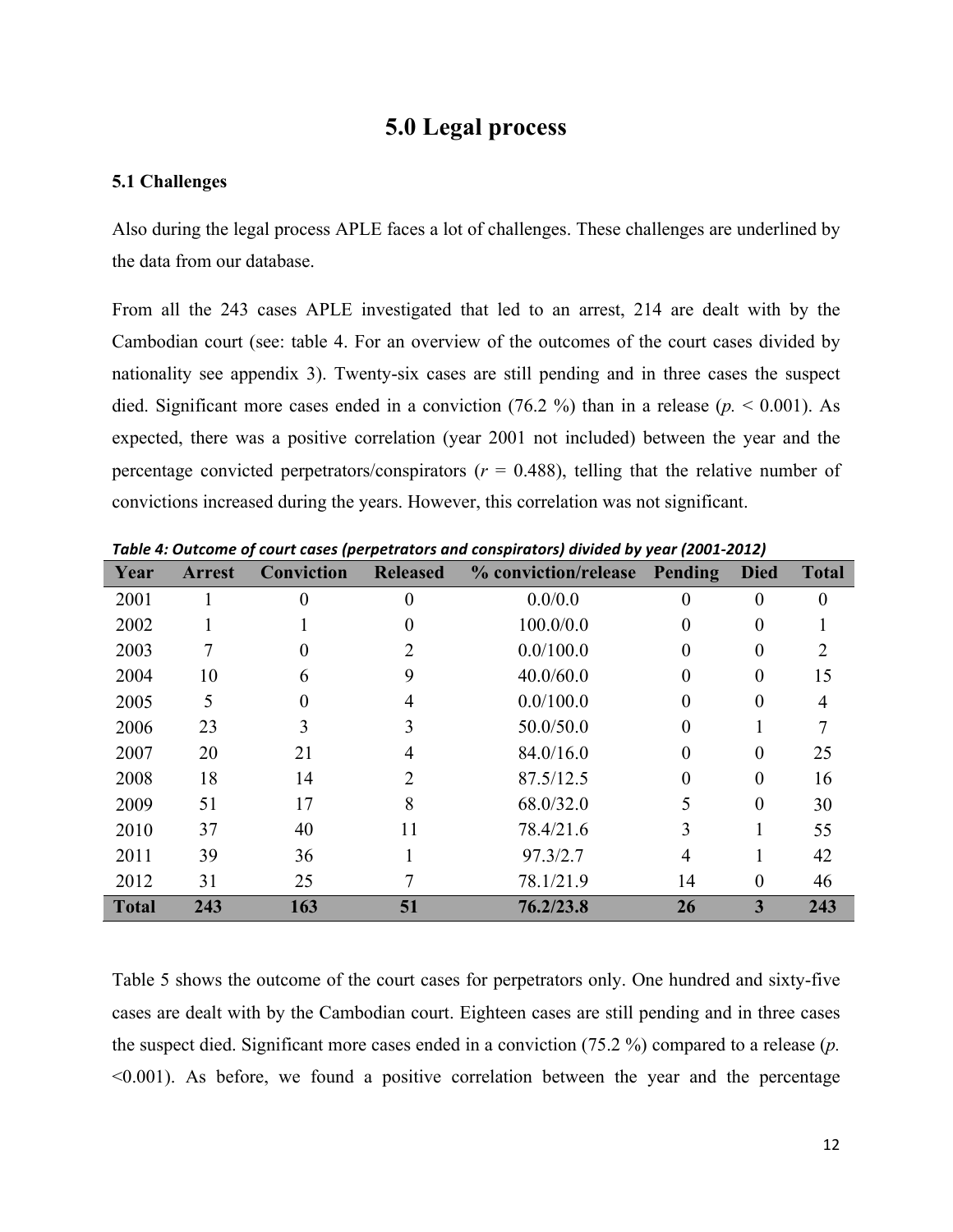# 5.0 Legal process

### 5.1 Challenges

Also during the legal process APLE faces a lot of challenges. These challenges are underlined by the data from our database.

From all the 243 cases APLE investigated that led to an arrest, 214 are dealt with by the Cambodian court (see: table 4. For an overview of the outcomes of the court cases divided by nationality see appendix 3). Twenty-six cases are still pending and in three cases the suspect died. Significant more cases ended in a conviction (76.2 %) than in a release ($p. < 0.001$). As expected, there was a positive correlation (year 2001 not included) between the year and the percentage convicted perpetrators/conspirators ($r = 0.488$), telling that the relative number of convictions increased during the years. However, this correlation was not significant.

***Table 4: Outcome of court cases (perpetrators and conspirators) divided by year (2001-2012)***

| Year | Arrest | Conviction | Released | % conviction/release | Pending | Died | Total |
|---|---|---|---|---|---|---|---|
| 2001 | 1 | 0 | 0 | 0.0/0.0 | 0 | 0 | 0 |
| 2002 | 1 | 1 | 0 | 100.0/0.0 | 0 | 0 | 1 |
| 2003 | 7 | 0 | 2 | 0.0/100.0 | 0 | 0 | 2 |
| 2004 | 10 | 6 | 9 | 40.0/60.0 | 0 | 0 | 15 |
| 2005 | 5 | 0 | 4 | 0.0/100.0 | 0 | 0 | 4 |
| 2006 | 23 | 3 | 3 | 50.0/50.0 | 0 | 1 | 7 |
| 2007 | 20 | 21 | 4 | 84.0/16.0 | 0 | 0 | 25 |
| 2008 | 18 | 14 | 2 | 87.5/12.5 | 0 | 0 | 16 |
| 2009 | 51 | 17 | 8 | 68.0/32.0 | 5 | 0 | 30 |
| 2010 | 37 | 40 | 11 | 78.4/21.6 | 3 | 1 | 55 |
| 2011 | 39 | 36 | 1 | 97.3/2.7 | 4 | 1 | 42 |
| 2012 | 31 | 25 | 7 | 78.1/21.9 | 14 | 0 | 46 |
| **Total** | **243** | **163** | **51** | **76.2/23.8** | **26** | **3** | **243** |

Table 5 shows the outcome of the court cases for perpetrators only. One hundred and sixty-five cases are dealt with by the Cambodian court. Eighteen cases are still pending and in three cases the suspect died. Significant more cases ended in a conviction (75.2 %) compared to a release ($p. <0.001$). As before, we found a positive correlation between the year and the percentage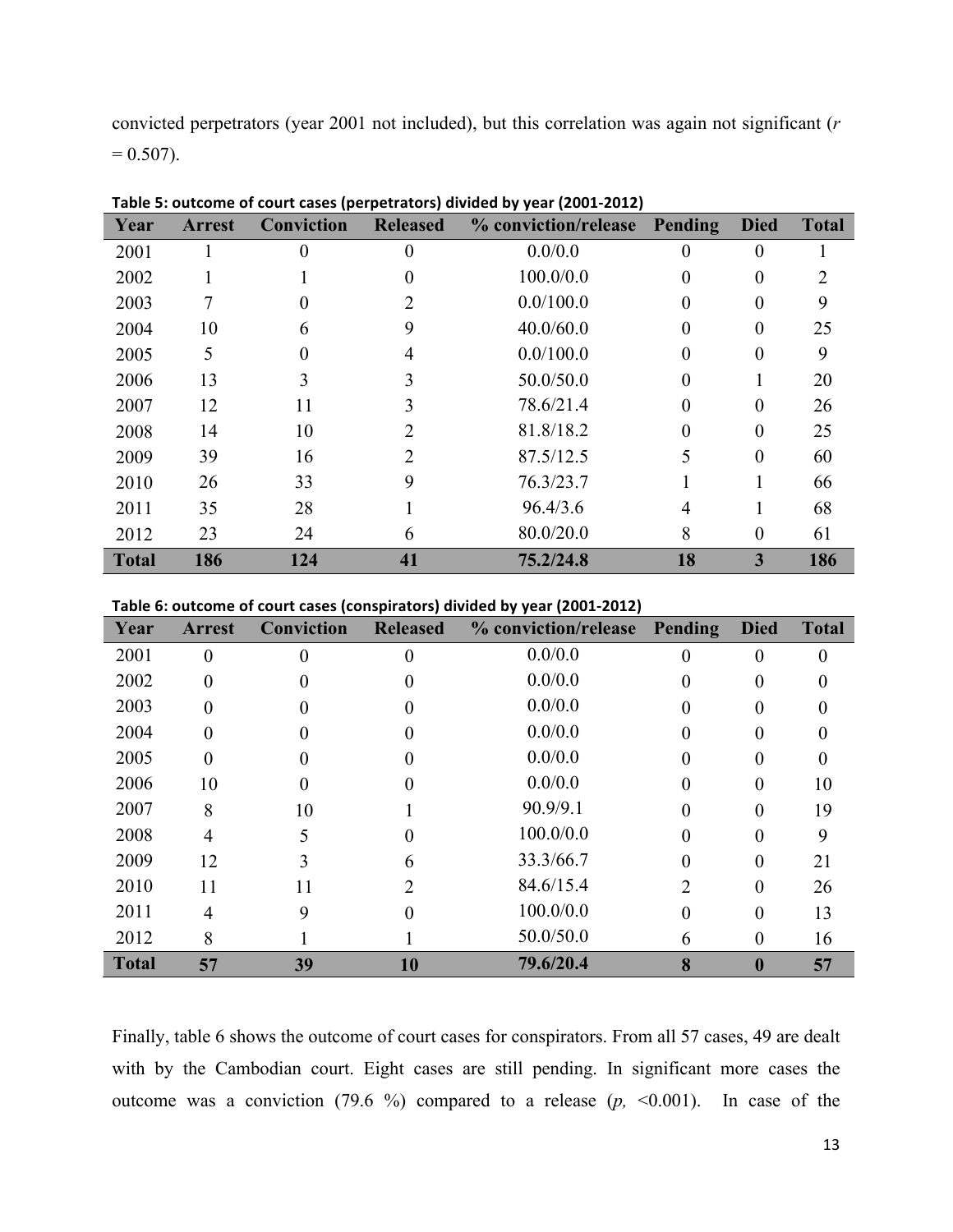convicted perpetrators (year 2001 not included), but this correlation was again not significant ($r = 0.507$).

**Table 5: outcome of court cases (perpetrators) divided by year (2001-2012)**

| Year | Arrest | Conviction | Released | % conviction/release | Pending | Died | Total |
|---|---|---|---|---|---|---|---|
| 2001 | 1 | 0 | 0 | 0.0/0.0 | 0 | 0 | 1 |
| 2002 | 1 | 1 | 0 | 100.0/0.0 | 0 | 0 | 2 |
| 2003 | 7 | 0 | 2 | 0.0/100.0 | 0 | 0 | 9 |
| 2004 | 10 | 6 | 9 | 40.0/60.0 | 0 | 0 | 25 |
| 2005 | 5 | 0 | 4 | 0.0/100.0 | 0 | 0 | 9 |
| 2006 | 13 | 3 | 3 | 50.0/50.0 | 0 | 1 | 20 |
| 2007 | 12 | 11 | 3 | 78.6/21.4 | 0 | 0 | 26 |
| 2008 | 14 | 10 | 2 | 81.8/18.2 | 0 | 0 | 25 |
| 2009 | 39 | 16 | 2 | 87.5/12.5 | 5 | 0 | 60 |
| 2010 | 26 | 33 | 9 | 76.3/23.7 | 1 | 1 | 66 |
| 2011 | 35 | 28 | 1 | 96.4/3.6 | 4 | 1 | 68 |
| 2012 | 23 | 24 | 6 | 80.0/20.0 | 8 | 0 | 61 |
| **Total** | **186** | **124** | **41** | **75.2/24.8** | **18** | **3** | **186** |

**Table 6: outcome of court cases (conspirators) divided by year (2001-2012)**

| Year | Arrest | Conviction | Released | % conviction/release | Pending | Died | Total |
|---|---|---|---|---|---|---|---|
| 2001 | 0 | 0 | 0 | 0.0/0.0 | 0 | 0 | 0 |
| 2002 | 0 | 0 | 0 | 0.0/0.0 | 0 | 0 | 0 |
| 2003 | 0 | 0 | 0 | 0.0/0.0 | 0 | 0 | 0 |
| 2004 | 0 | 0 | 0 | 0.0/0.0 | 0 | 0 | 0 |
| 2005 | 0 | 0 | 0 | 0.0/0.0 | 0 | 0 | 0 |
| 2006 | 10 | 0 | 0 | 0.0/0.0 | 0 | 0 | 10 |
| 2007 | 8 | 10 | 1 | 90.9/9.1 | 0 | 0 | 19 |
| 2008 | 4 | 5 | 0 | 100.0/0.0 | 0 | 0 | 9 |
| 2009 | 12 | 3 | 6 | 33.3/66.7 | 0 | 0 | 21 |
| 2010 | 11 | 11 | 2 | 84.6/15.4 | 2 | 0 | 26 |
| 2011 | 4 | 9 | 0 | 100.0/0.0 | 0 | 0 | 13 |
| 2012 | 8 | 1 | 1 | 50.0/50.0 | 6 | 0 | 16 |
| **Total** | **57** | **39** | **10** | **79.6/20.4** | **8** | **0** | **57** |

Finally, table 6 shows the outcome of court cases for conspirators. From all 57 cases, 49 are dealt with by the Cambodian court. Eight cases are still pending. In significant more cases the outcome was a conviction (79.6 %) compared to a release ($p$, <0.001). In case of the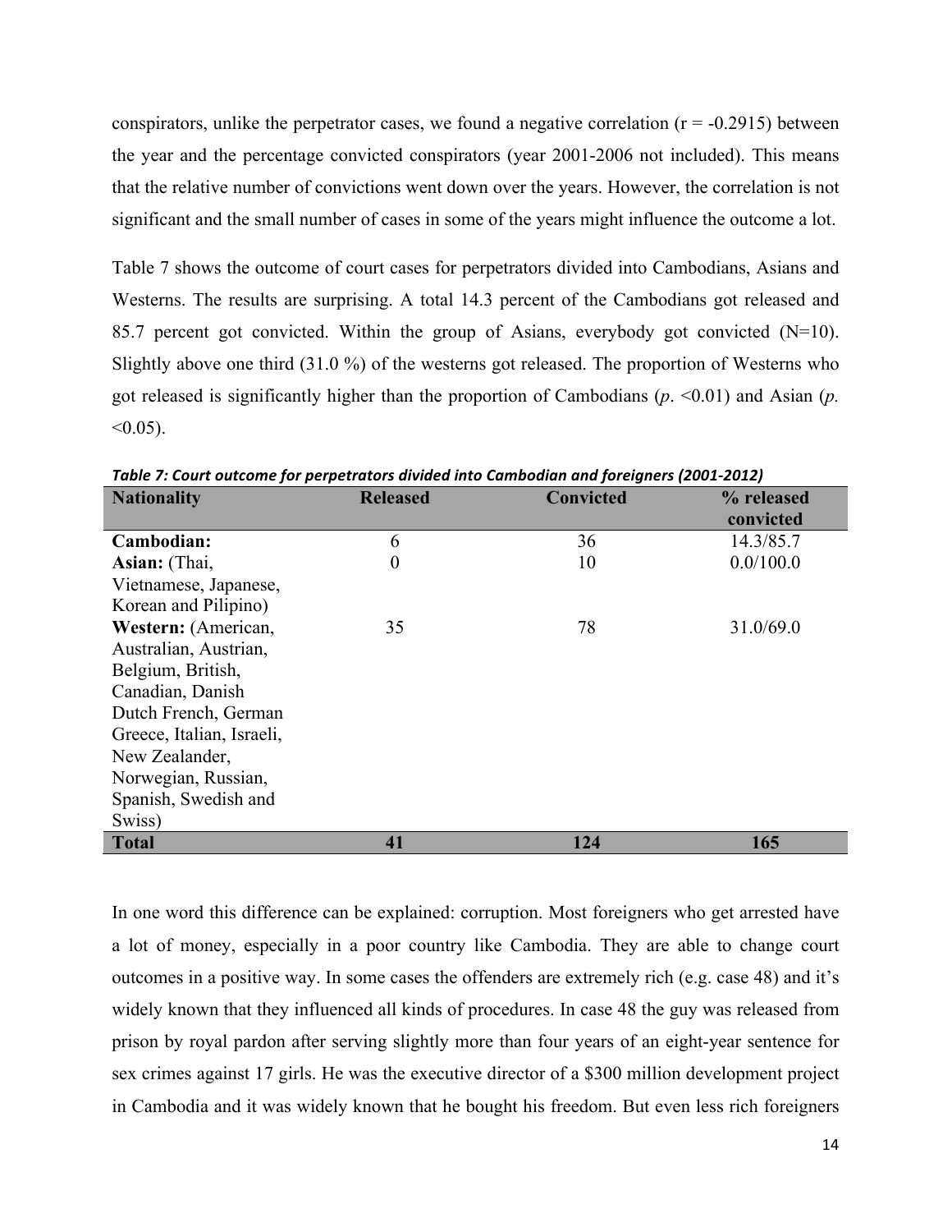conspirators, unlike the perpetrator cases, we found a negative correlation ($r = -0.2915$) between the year and the percentage convicted conspirators (year 2001-2006 not included). This means that the relative number of convictions went down over the years. However, the correlation is not significant and the small number of cases in some of the years might influence the outcome a lot.

Table 7 shows the outcome of court cases for perpetrators divided into Cambodians, Asians and Westerns. The results are surprising. A total 14.3 percent of the Cambodians got released and 85.7 percent got convicted. Within the group of Asians, everybody got convicted (N=10). Slightly above one third (31.0 %) of the westerns got released. The proportion of Westerns who got released is significantly higher than the proportion of Cambodians (*p*. <0.01) and Asian (*p.* <0.05).

***Table 7: Court outcome for perpetrators divided into Cambodian and foreigners (2001-2012)***

| Nationality | Released | Convicted | % released convicted |
|---|---|---|---|
| **Cambodian:** | 6 | 36 | 14.3/85.7 |
| **Asian:** (Thai, Vietnamese, Japanese, Korean and Pilipino) | 0 | 10 | 0.0/100.0 |
| **Western:** (American, Australian, Austrian, Belgium, British, Canadian, Danish Dutch French, German Greece, Italian, Israeli, New Zealander, Norwegian, Russian, Spanish, Swedish and Swiss) | 35 | 78 | 31.0/69.0 |
| **Total** | **41** | **124** | **165** |

In one word this difference can be explained: corruption. Most foreigners who get arrested have a lot of money, especially in a poor country like Cambodia. They are able to change court outcomes in a positive way. In some cases the offenders are extremely rich (e.g. case 48) and it's widely known that they influenced all kinds of procedures. In case 48 the guy was released from prison by royal pardon after serving slightly more than four years of an eight-year sentence for sex crimes against 17 girls. He was the executive director of a $300 million development project in Cambodia and it was widely known that he bought his freedom. But even less rich foreigners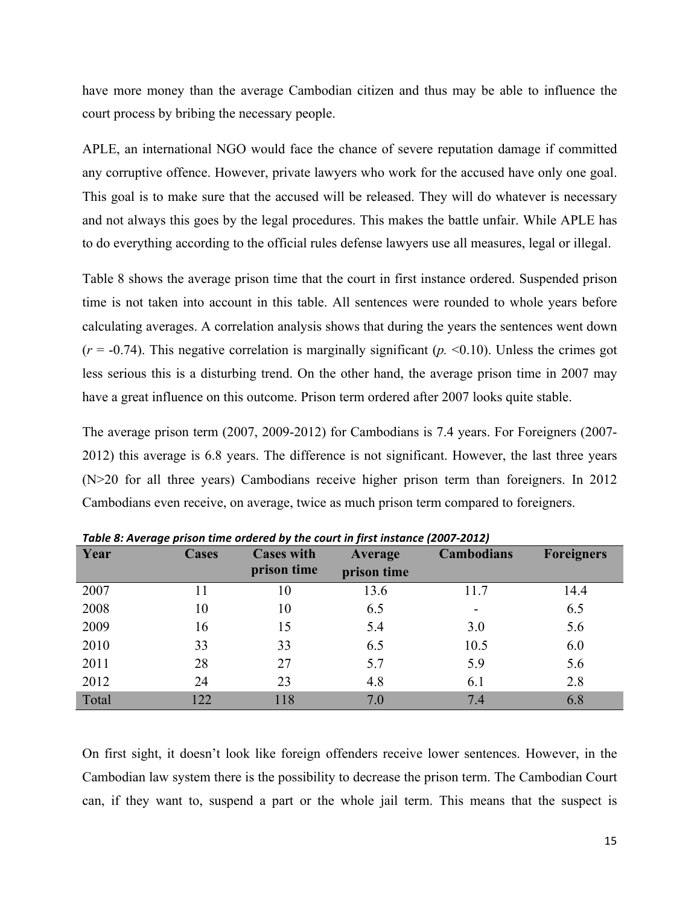have more money than the average Cambodian citizen and thus may be able to influence the court process by bribing the necessary people.

APLE, an international NGO would face the chance of severe reputation damage if committed any corruptive offence. However, private lawyers who work for the accused have only one goal. This goal is to make sure that the accused will be released. They will do whatever is necessary and not always this goes by the legal procedures. This makes the battle unfair. While APLE has to do everything according to the official rules defense lawyers use all measures, legal or illegal.

Table 8 shows the average prison time that the court in first instance ordered. Suspended prison time is not taken into account in this table. All sentences were rounded to whole years before calculating averages. A correlation analysis shows that during the years the sentences went down ($r = -0.74$). This negative correlation is marginally significant ($p. < 0.10$). Unless the crimes got less serious this is a disturbing trend. On the other hand, the average prison time in 2007 may have a great influence on this outcome. Prison term ordered after 2007 looks quite stable.

The average prison term (2007, 2009-2012) for Cambodians is 7.4 years. For Foreigners (2007-2012) this average is 6.8 years. The difference is not significant. However, the last three years (N>20 for all three years) Cambodians receive higher prison term than foreigners. In 2012 Cambodians even receive, on average, twice as much prison term compared to foreigners.

*Table 8: Average prison time ordered by the court in first instance (2007-2012)*

| Year | Cases | Cases with prison time | Average prison time | Cambodians | Foreigners |
|---|---|---|---|---|---|
| 2007 | 11 | 10 | 13.6 | 11.7 | 14.4 |
| 2008 | 10 | 10 | 6.5 | - | 6.5 |
| 2009 | 16 | 15 | 5.4 | 3.0 | 5.6 |
| 2010 | 33 | 33 | 6.5 | 10.5 | 6.0 |
| 2011 | 28 | 27 | 5.7 | 5.9 | 5.6 |
| 2012 | 24 | 23 | 4.8 | 6.1 | 2.8 |
| Total | 122 | 118 | 7.0 | 7.4 | 6.8 |

On first sight, it doesn't look like foreign offenders receive lower sentences. However, in the Cambodian law system there is the possibility to decrease the prison term. The Cambodian Court can, if they want to, suspend a part or the whole jail term. This means that the suspect is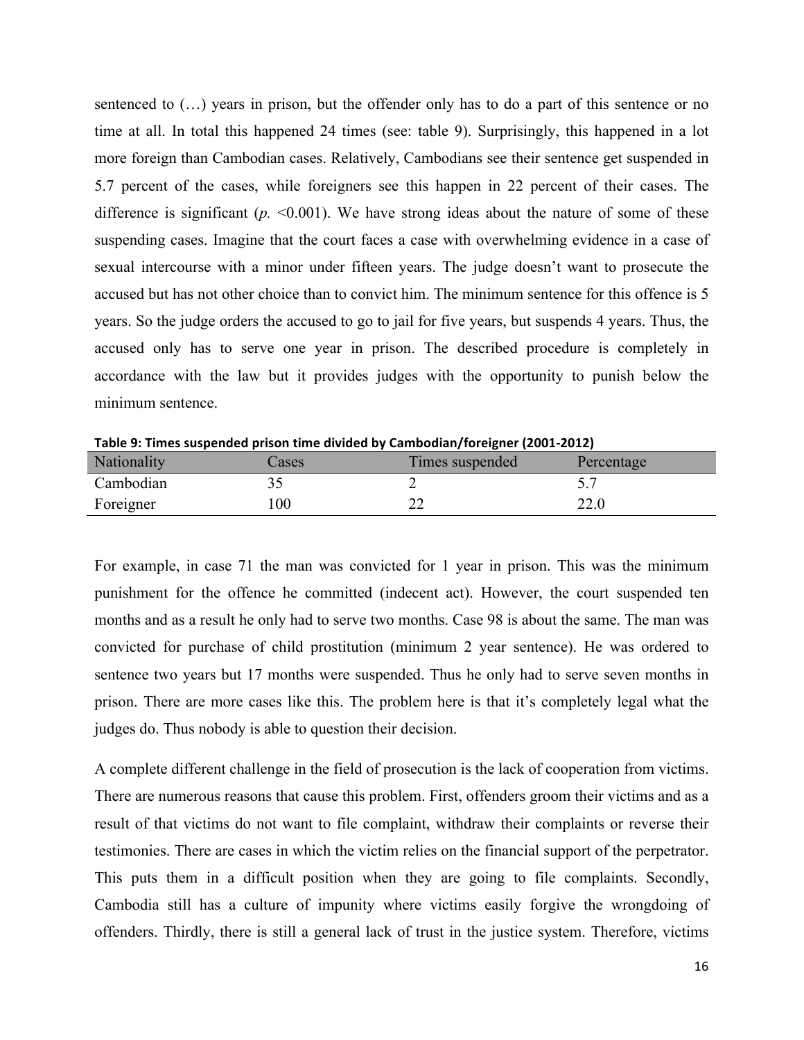sentenced to (…) years in prison, but the offender only has to do a part of this sentence or no time at all. In total this happened 24 times (see: table 9). Surprisingly, this happened in a lot more foreign than Cambodian cases. Relatively, Cambodians see their sentence get suspended in 5.7 percent of the cases, while foreigners see this happen in 22 percent of their cases. The difference is significant ($p. < 0.001$). We have strong ideas about the nature of some of these suspending cases. Imagine that the court faces a case with overwhelming evidence in a case of sexual intercourse with a minor under fifteen years. The judge doesn't want to prosecute the accused but has not other choice than to convict him. The minimum sentence for this offence is 5 years. So the judge orders the accused to go to jail for five years, but suspends 4 years. Thus, the accused only has to serve one year in prison. The described procedure is completely in accordance with the law but it provides judges with the opportunity to punish below the minimum sentence.

**Table 9: Times suspended prison time divided by Cambodian/foreigner (2001-2012)**

| Nationality | Cases | Times suspended | Percentage |
|---|---|---|---|
| Cambodian | 35 | 2 | 5.7 |
| Foreigner | 100 | 22 | 22.0 |

For example, in case 71 the man was convicted for 1 year in prison. This was the minimum punishment for the offence he committed (indecent act). However, the court suspended ten months and as a result he only had to serve two months. Case 98 is about the same. The man was convicted for purchase of child prostitution (minimum 2 year sentence). He was ordered to sentence two years but 17 months were suspended. Thus he only had to serve seven months in prison. There are more cases like this. The problem here is that it's completely legal what the judges do. Thus nobody is able to question their decision.

A complete different challenge in the field of prosecution is the lack of cooperation from victims. There are numerous reasons that cause this problem. First, offenders groom their victims and as a result of that victims do not want to file complaint, withdraw their complaints or reverse their testimonies. There are cases in which the victim relies on the financial support of the perpetrator. This puts them in a difficult position when they are going to file complaints. Secondly, Cambodia still has a culture of impunity where victims easily forgive the wrongdoing of offenders. Thirdly, there is still a general lack of trust in the justice system. Therefore, victims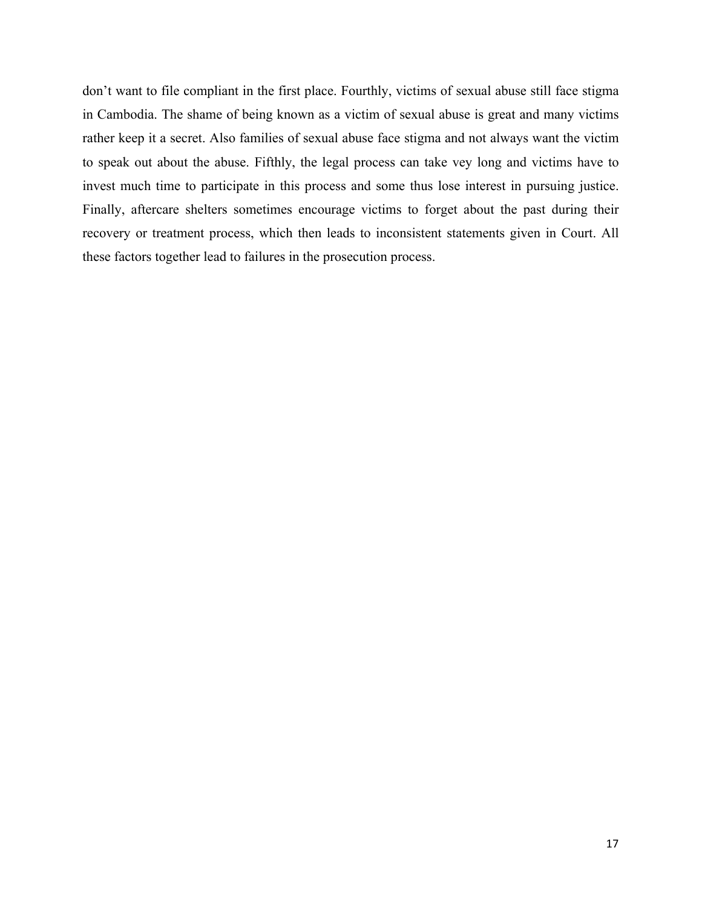don't want to file compliant in the first place. Fourthly, victims of sexual abuse still face stigma in Cambodia. The shame of being known as a victim of sexual abuse is great and many victims rather keep it a secret. Also families of sexual abuse face stigma and not always want the victim to speak out about the abuse. Fifthly, the legal process can take vey long and victims have to invest much time to participate in this process and some thus lose interest in pursuing justice. Finally, aftercare shelters sometimes encourage victims to forget about the past during their recovery or treatment process, which then leads to inconsistent statements given in Court. All these factors together lead to failures in the prosecution process.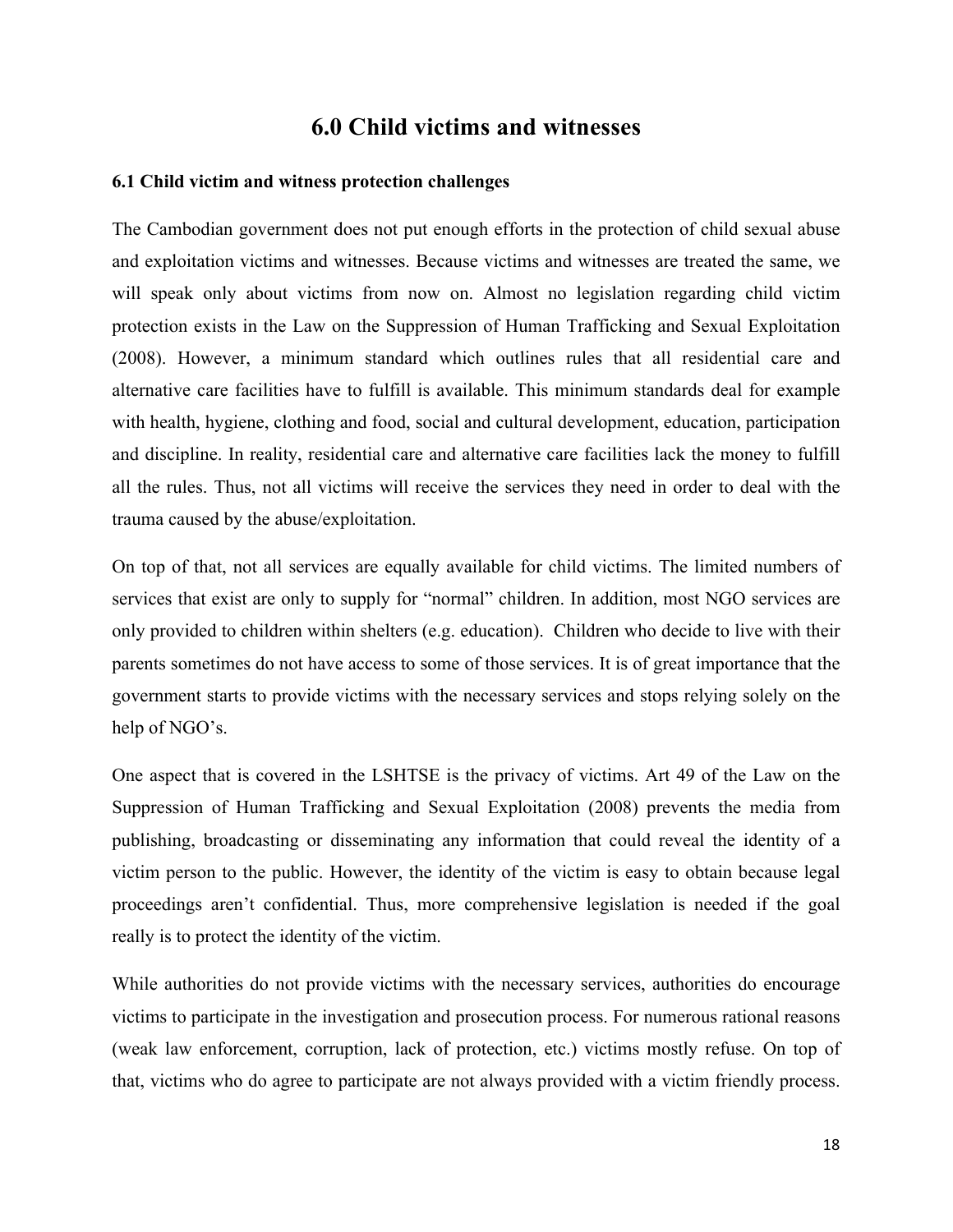# 6.0 Child victims and witnesses

## 6.1 Child victim and witness protection challenges

The Cambodian government does not put enough efforts in the protection of child sexual abuse and exploitation victims and witnesses. Because victims and witnesses are treated the same, we will speak only about victims from now on. Almost no legislation regarding child victim protection exists in the Law on the Suppression of Human Trafficking and Sexual Exploitation (2008). However, a minimum standard which outlines rules that all residential care and alternative care facilities have to fulfill is available. This minimum standards deal for example with health, hygiene, clothing and food, social and cultural development, education, participation and discipline. In reality, residential care and alternative care facilities lack the money to fulfill all the rules. Thus, not all victims will receive the services they need in order to deal with the trauma caused by the abuse/exploitation.

On top of that, not all services are equally available for child victims. The limited numbers of services that exist are only to supply for "normal" children. In addition, most NGO services are only provided to children within shelters (e.g. education). Children who decide to live with their parents sometimes do not have access to some of those services. It is of great importance that the government starts to provide victims with the necessary services and stops relying solely on the help of NGO's.

One aspect that is covered in the LSHTSE is the privacy of victims. Art 49 of the Law on the Suppression of Human Trafficking and Sexual Exploitation (2008) prevents the media from publishing, broadcasting or disseminating any information that could reveal the identity of a victim person to the public. However, the identity of the victim is easy to obtain because legal proceedings aren't confidential. Thus, more comprehensive legislation is needed if the goal really is to protect the identity of the victim.

While authorities do not provide victims with the necessary services, authorities do encourage victims to participate in the investigation and prosecution process. For numerous rational reasons (weak law enforcement, corruption, lack of protection, etc.) victims mostly refuse. On top of that, victims who do agree to participate are not always provided with a victim friendly process.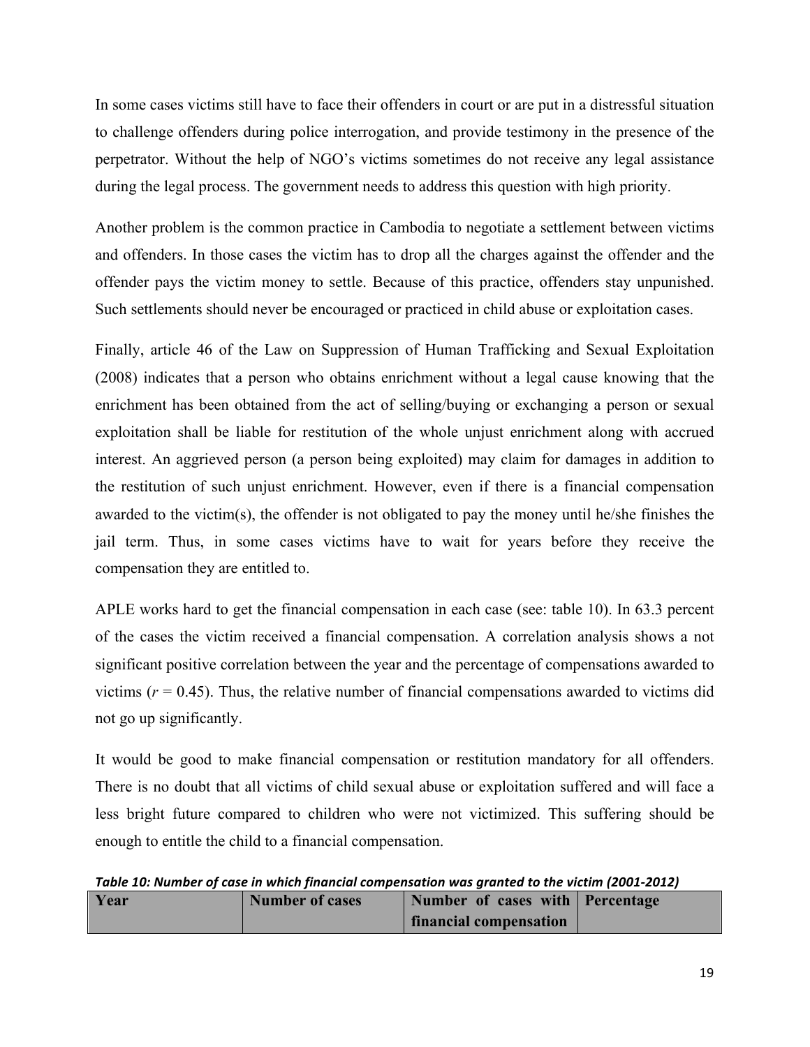In some cases victims still have to face their offenders in court or are put in a distressful situation to challenge offenders during police interrogation, and provide testimony in the presence of the perpetrator. Without the help of NGO's victims sometimes do not receive any legal assistance during the legal process. The government needs to address this question with high priority.

Another problem is the common practice in Cambodia to negotiate a settlement between victims and offenders. In those cases the victim has to drop all the charges against the offender and the offender pays the victim money to settle. Because of this practice, offenders stay unpunished. Such settlements should never be encouraged or practiced in child abuse or exploitation cases.

Finally, article 46 of the Law on Suppression of Human Trafficking and Sexual Exploitation (2008) indicates that a person who obtains enrichment without a legal cause knowing that the enrichment has been obtained from the act of selling/buying or exchanging a person or sexual exploitation shall be liable for restitution of the whole unjust enrichment along with accrued interest. An aggrieved person (a person being exploited) may claim for damages in addition to the restitution of such unjust enrichment. However, even if there is a financial compensation awarded to the victim(s), the offender is not obligated to pay the money until he/she finishes the jail term. Thus, in some cases victims have to wait for years before they receive the compensation they are entitled to.

APLE works hard to get the financial compensation in each case (see: table 10). In 63.3 percent of the cases the victim received a financial compensation. A correlation analysis shows a not significant positive correlation between the year and the percentage of compensations awarded to victims ($r = 0.45$). Thus, the relative number of financial compensations awarded to victims did not go up significantly.

It would be good to make financial compensation or restitution mandatory for all offenders. There is no doubt that all victims of child sexual abuse or exploitation suffered and will face a less bright future compared to children who were not victimized. This suffering should be enough to entitle the child to a financial compensation.

***Table 10: Number of case in which financial compensation was granted to the victim (2001-2012)***

| Year | Number of cases | Number of cases with financial compensation | Percentage |
|---|---|---|---|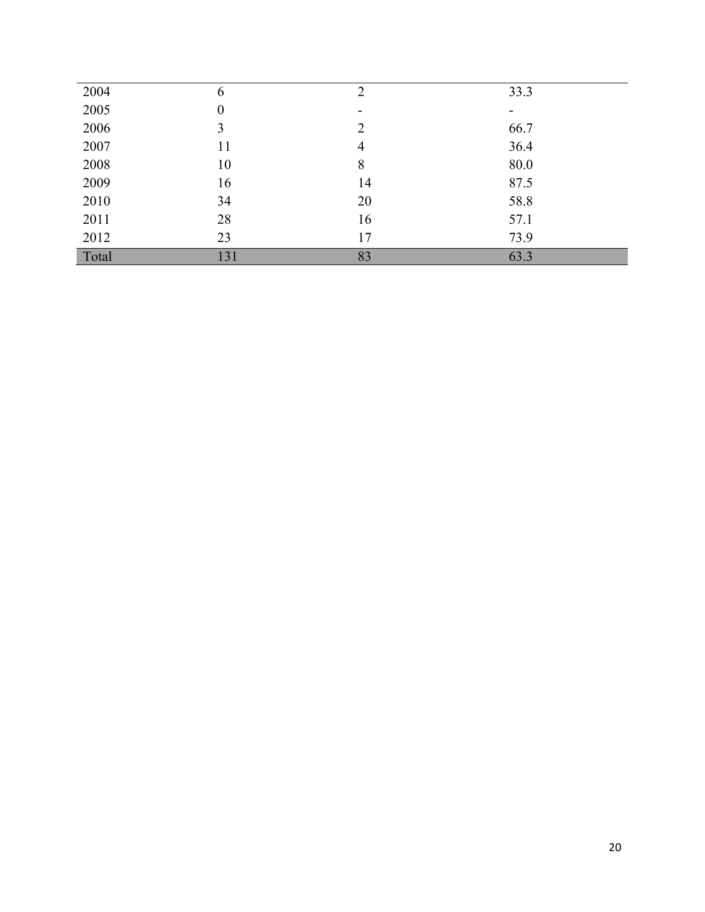| | | | |
|---|---|---|---|
| 2004 | 6 | 2 | 33.3 |
| 2005 | 0 | - | - |
| 2006 | 3 | 2 | 66.7 |
| 2007 | 11 | 4 | 36.4 |
| 2008 | 10 | 8 | 80.0 |
| 2009 | 16 | 14 | 87.5 |
| 2010 | 34 | 20 | 58.8 |
| 2011 | 28 | 16 | 57.1 |
| 2012 | 23 | 17 | 73.9 |
| Total | 131 | 83 | 63.3 |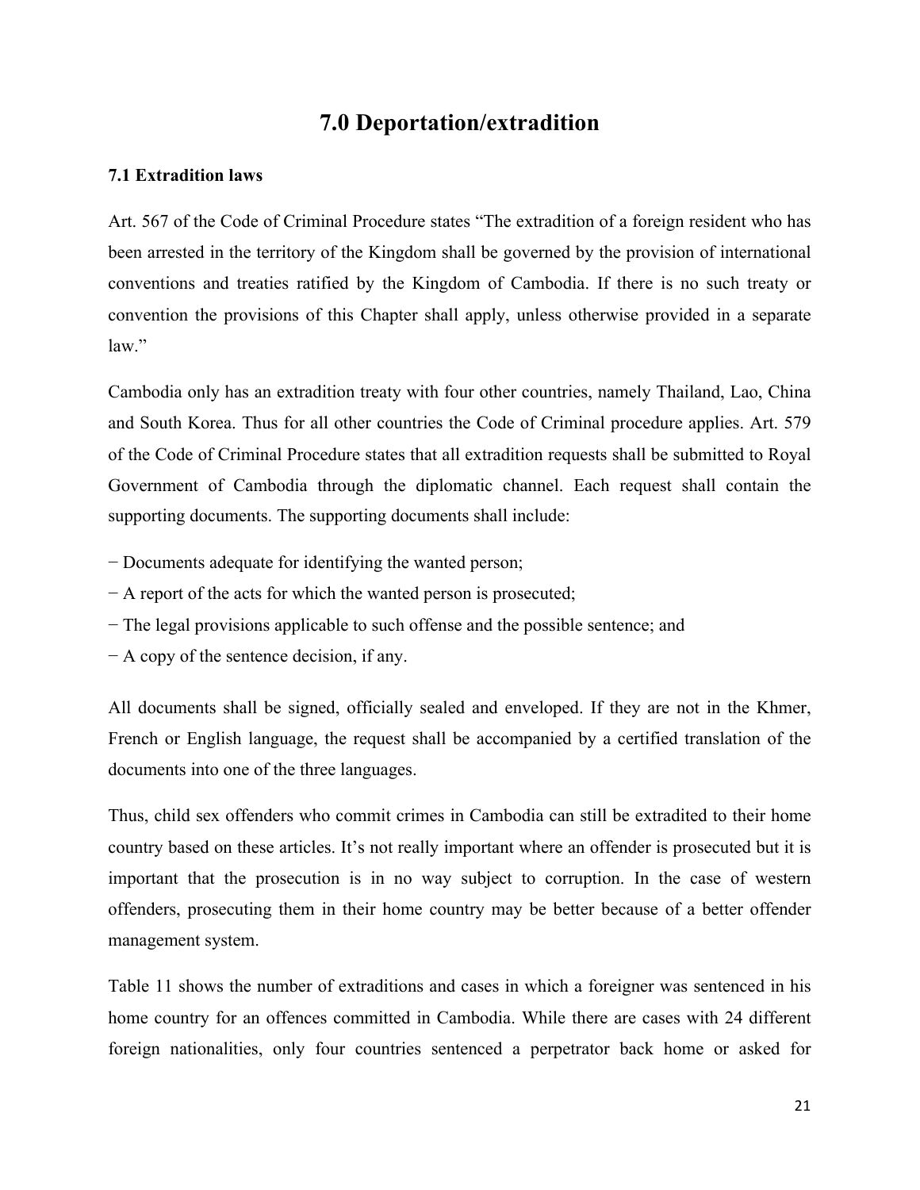## 7.0 Deportation/extradition

### 7.1 Extradition laws

Art. 567 of the Code of Criminal Procedure states "The extradition of a foreign resident who has been arrested in the territory of the Kingdom shall be governed by the provision of international conventions and treaties ratified by the Kingdom of Cambodia. If there is no such treaty or convention the provisions of this Chapter shall apply, unless otherwise provided in a separate law."

Cambodia only has an extradition treaty with four other countries, namely Thailand, Lao, China and South Korea. Thus for all other countries the Code of Criminal procedure applies. Art. 579 of the Code of Criminal Procedure states that all extradition requests shall be submitted to Royal Government of Cambodia through the diplomatic channel. Each request shall contain the supporting documents. The supporting documents shall include:

− Documents adequate for identifying the wanted person;
− A report of the acts for which the wanted person is prosecuted;
− The legal provisions applicable to such offense and the possible sentence; and
− A copy of the sentence decision, if any.

All documents shall be signed, officially sealed and enveloped. If they are not in the Khmer, French or English language, the request shall be accompanied by a certified translation of the documents into one of the three languages.

Thus, child sex offenders who commit crimes in Cambodia can still be extradited to their home country based on these articles. It's not really important where an offender is prosecuted but it is important that the prosecution is in no way subject to corruption. In the case of western offenders, prosecuting them in their home country may be better because of a better offender management system.

Table 11 shows the number of extraditions and cases in which a foreigner was sentenced in his home country for an offences committed in Cambodia. While there are cases with 24 different foreign nationalities, only four countries sentenced a perpetrator back home or asked for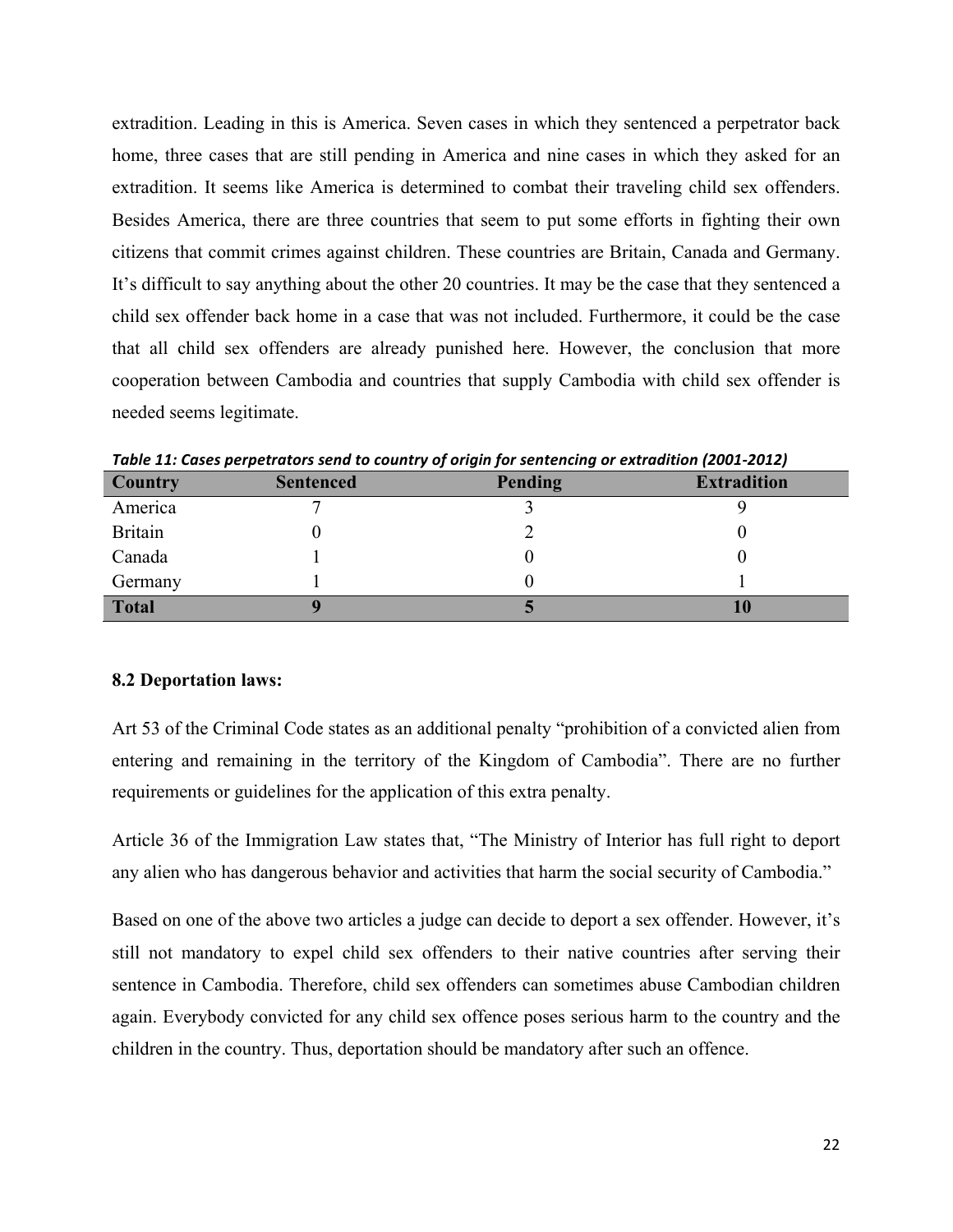extradition. Leading in this is America. Seven cases in which they sentenced a perpetrator back home, three cases that are still pending in America and nine cases in which they asked for an extradition. It seems like America is determined to combat their traveling child sex offenders. Besides America, there are three countries that seem to put some efforts in fighting their own citizens that commit crimes against children. These countries are Britain, Canada and Germany. It's difficult to say anything about the other 20 countries. It may be the case that they sentenced a child sex offender back home in a case that was not included. Furthermore, it could be the case that all child sex offenders are already punished here. However, the conclusion that more cooperation between Cambodia and countries that supply Cambodia with child sex offender is needed seems legitimate.

*Table 11: Cases perpetrators send to country of origin for sentencing or extradition (2001-2012)*

| Country | Sentenced | Pending | Extradition |
|---|---|---|---|
| America | 7 | 3 | 9 |
| Britain | 0 | 2 | 0 |
| Canada | 1 | 0 | 0 |
| Germany | 1 | 0 | 1 |
| **Total** | **9** | **5** | **10** |

**8.2 Deportation laws:**

Art 53 of the Criminal Code states as an additional penalty "prohibition of a convicted alien from entering and remaining in the territory of the Kingdom of Cambodia". There are no further requirements or guidelines for the application of this extra penalty.

Article 36 of the Immigration Law states that, "The Ministry of Interior has full right to deport any alien who has dangerous behavior and activities that harm the social security of Cambodia."

Based on one of the above two articles a judge can decide to deport a sex offender. However, it's still not mandatory to expel child sex offenders to their native countries after serving their sentence in Cambodia. Therefore, child sex offenders can sometimes abuse Cambodian children again. Everybody convicted for any child sex offence poses serious harm to the country and the children in the country. Thus, deportation should be mandatory after such an offence.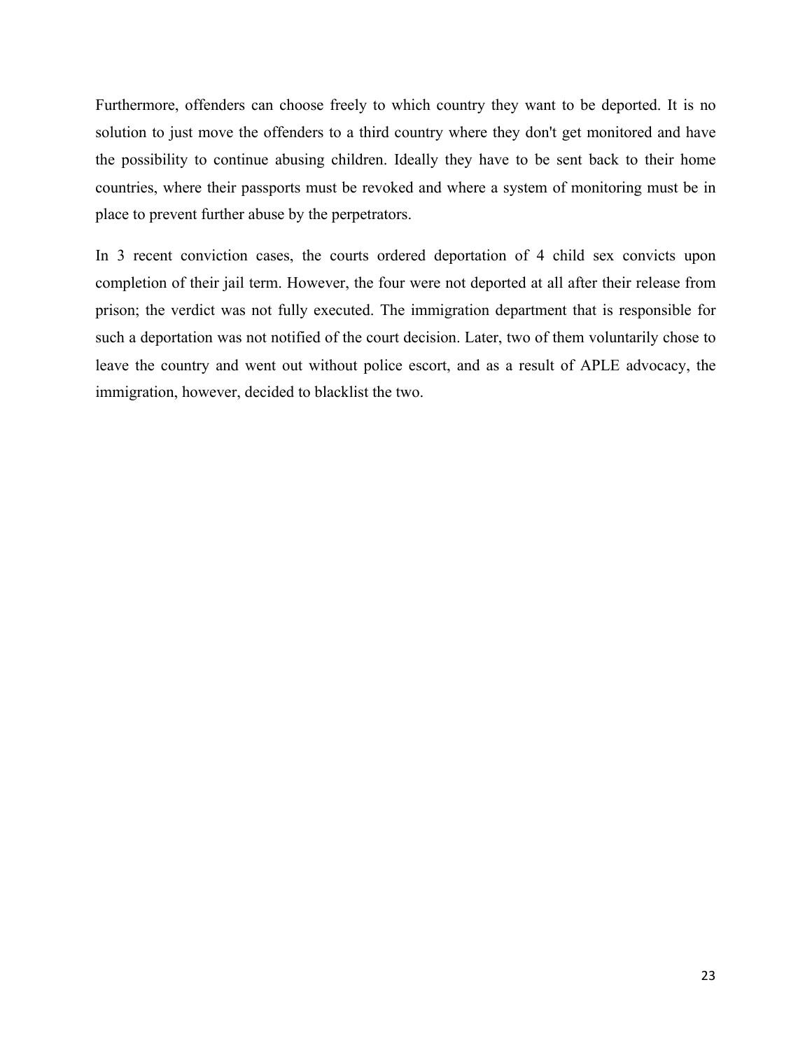Furthermore, offenders can choose freely to which country they want to be deported. It is no solution to just move the offenders to a third country where they don't get monitored and have the possibility to continue abusing children. Ideally they have to be sent back to their home countries, where their passports must be revoked and where a system of monitoring must be in place to prevent further abuse by the perpetrators.

In 3 recent conviction cases, the courts ordered deportation of 4 child sex convicts upon completion of their jail term. However, the four were not deported at all after their release from prison; the verdict was not fully executed. The immigration department that is responsible for such a deportation was not notified of the court decision. Later, two of them voluntarily chose to leave the country and went out without police escort, and as a result of APLE advocacy, the immigration, however, decided to blacklist the two.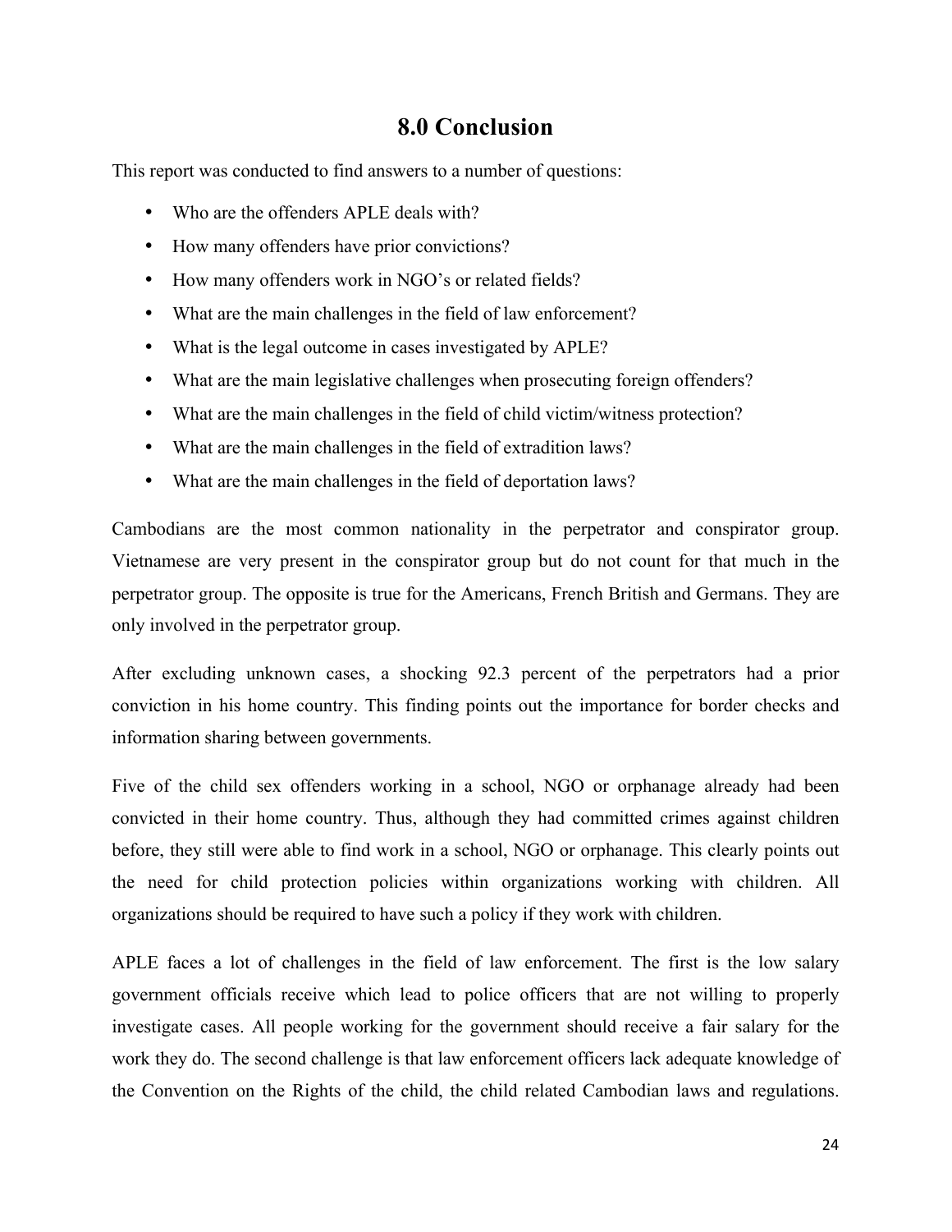# 8.0 Conclusion

This report was conducted to find answers to a number of questions:

- Who are the offenders APLE deals with?
- How many offenders have prior convictions?
- How many offenders work in NGO's or related fields?
- What are the main challenges in the field of law enforcement?
- What is the legal outcome in cases investigated by APLE?
- What are the main legislative challenges when prosecuting foreign offenders?
- What are the main challenges in the field of child victim/witness protection?
- What are the main challenges in the field of extradition laws?
- What are the main challenges in the field of deportation laws?

Cambodians are the most common nationality in the perpetrator and conspirator group. Vietnamese are very present in the conspirator group but do not count for that much in the perpetrator group. The opposite is true for the Americans, French British and Germans. They are only involved in the perpetrator group.

After excluding unknown cases, a shocking 92.3 percent of the perpetrators had a prior conviction in his home country. This finding points out the importance for border checks and information sharing between governments.

Five of the child sex offenders working in a school, NGO or orphanage already had been convicted in their home country. Thus, although they had committed crimes against children before, they still were able to find work in a school, NGO or orphanage. This clearly points out the need for child protection policies within organizations working with children. All organizations should be required to have such a policy if they work with children.

APLE faces a lot of challenges in the field of law enforcement. The first is the low salary government officials receive which lead to police officers that are not willing to properly investigate cases. All people working for the government should receive a fair salary for the work they do. The second challenge is that law enforcement officers lack adequate knowledge of the Convention on the Rights of the child, the child related Cambodian laws and regulations.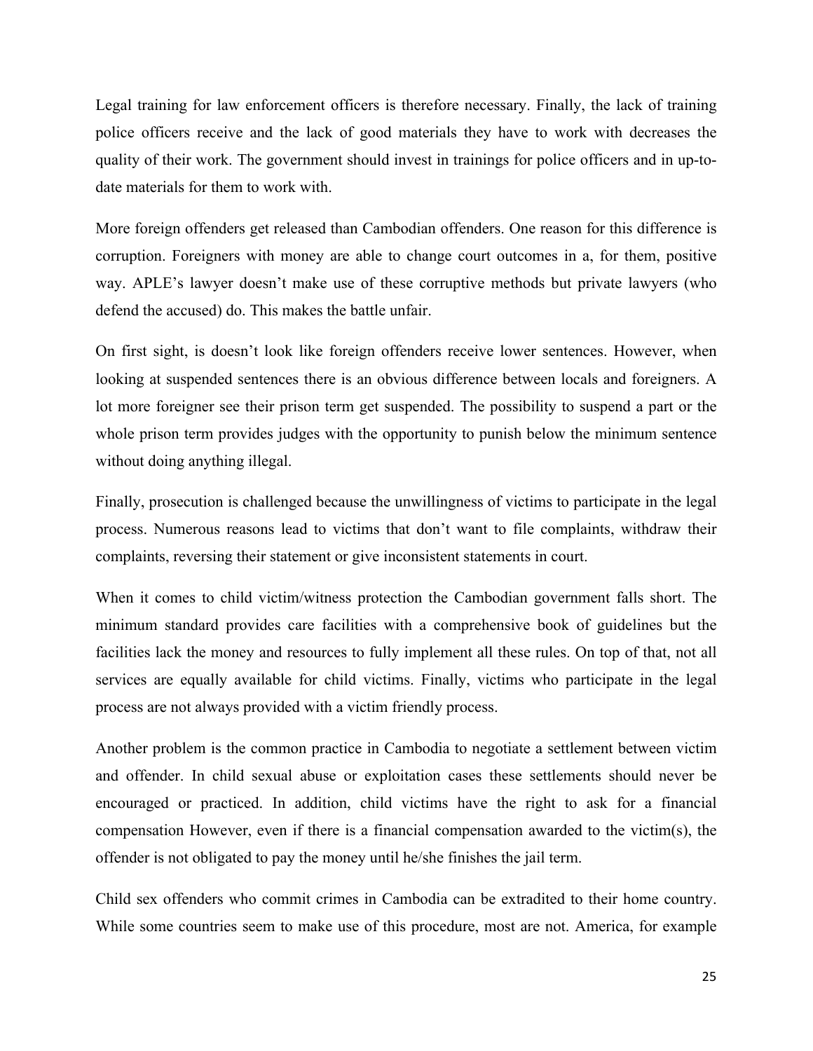Legal training for law enforcement officers is therefore necessary. Finally, the lack of training police officers receive and the lack of good materials they have to work with decreases the quality of their work. The government should invest in trainings for police officers and in up-to-date materials for them to work with.

More foreign offenders get released than Cambodian offenders. One reason for this difference is corruption. Foreigners with money are able to change court outcomes in a, for them, positive way. APLE's lawyer doesn't make use of these corruptive methods but private lawyers (who defend the accused) do. This makes the battle unfair.

On first sight, is doesn't look like foreign offenders receive lower sentences. However, when looking at suspended sentences there is an obvious difference between locals and foreigners. A lot more foreigner see their prison term get suspended. The possibility to suspend a part or the whole prison term provides judges with the opportunity to punish below the minimum sentence without doing anything illegal.

Finally, prosecution is challenged because the unwillingness of victims to participate in the legal process. Numerous reasons lead to victims that don't want to file complaints, withdraw their complaints, reversing their statement or give inconsistent statements in court.

When it comes to child victim/witness protection the Cambodian government falls short. The minimum standard provides care facilities with a comprehensive book of guidelines but the facilities lack the money and resources to fully implement all these rules. On top of that, not all services are equally available for child victims. Finally, victims who participate in the legal process are not always provided with a victim friendly process.

Another problem is the common practice in Cambodia to negotiate a settlement between victim and offender. In child sexual abuse or exploitation cases these settlements should never be encouraged or practiced. In addition, child victims have the right to ask for a financial compensation However, even if there is a financial compensation awarded to the victim(s), the offender is not obligated to pay the money until he/she finishes the jail term.

Child sex offenders who commit crimes in Cambodia can be extradited to their home country. While some countries seem to make use of this procedure, most are not. America, for example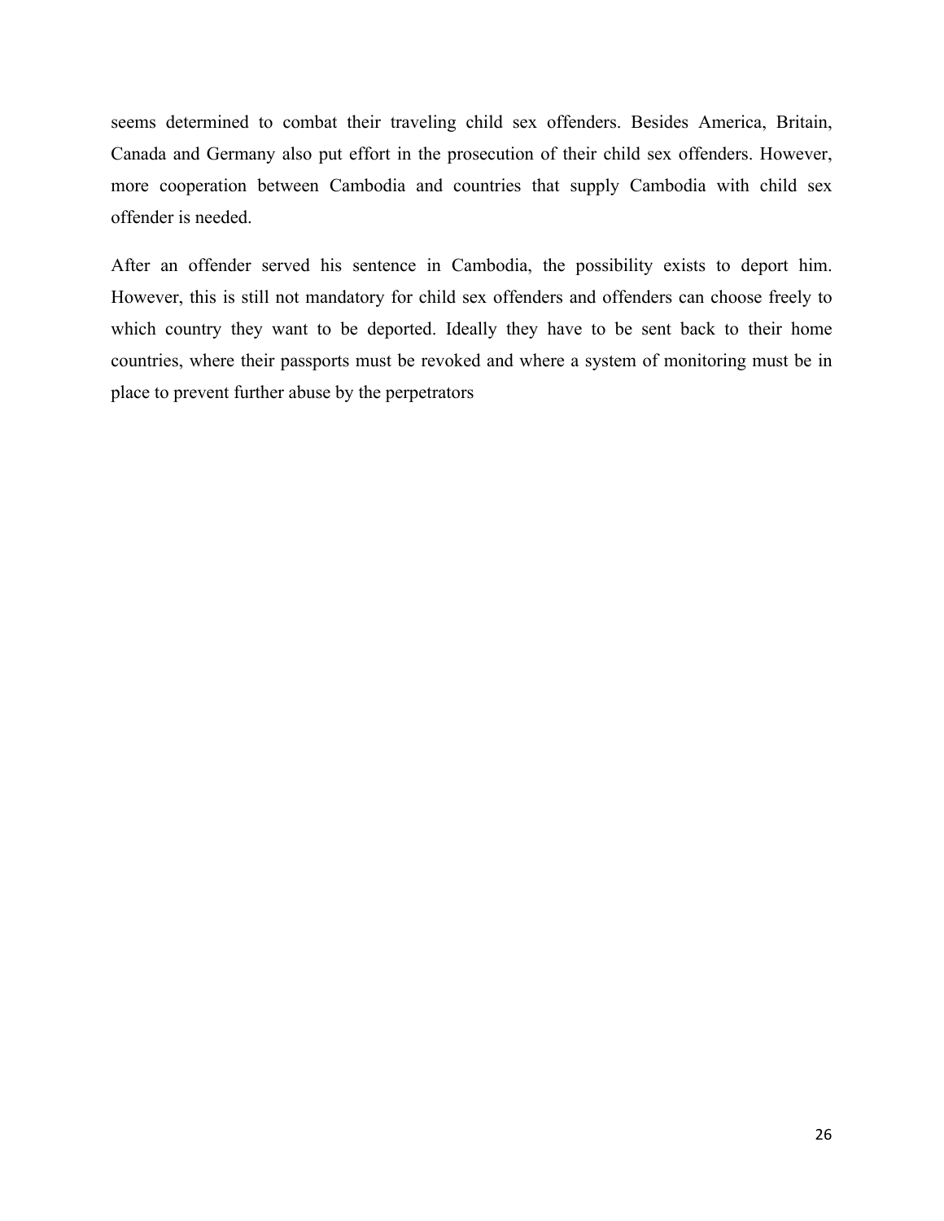seems determined to combat their traveling child sex offenders. Besides America, Britain, Canada and Germany also put effort in the prosecution of their child sex offenders. However, more cooperation between Cambodia and countries that supply Cambodia with child sex offender is needed.

After an offender served his sentence in Cambodia, the possibility exists to deport him. However, this is still not mandatory for child sex offenders and offenders can choose freely to which country they want to be deported. Ideally they have to be sent back to their home countries, where their passports must be revoked and where a system of monitoring must be in place to prevent further abuse by the perpetrators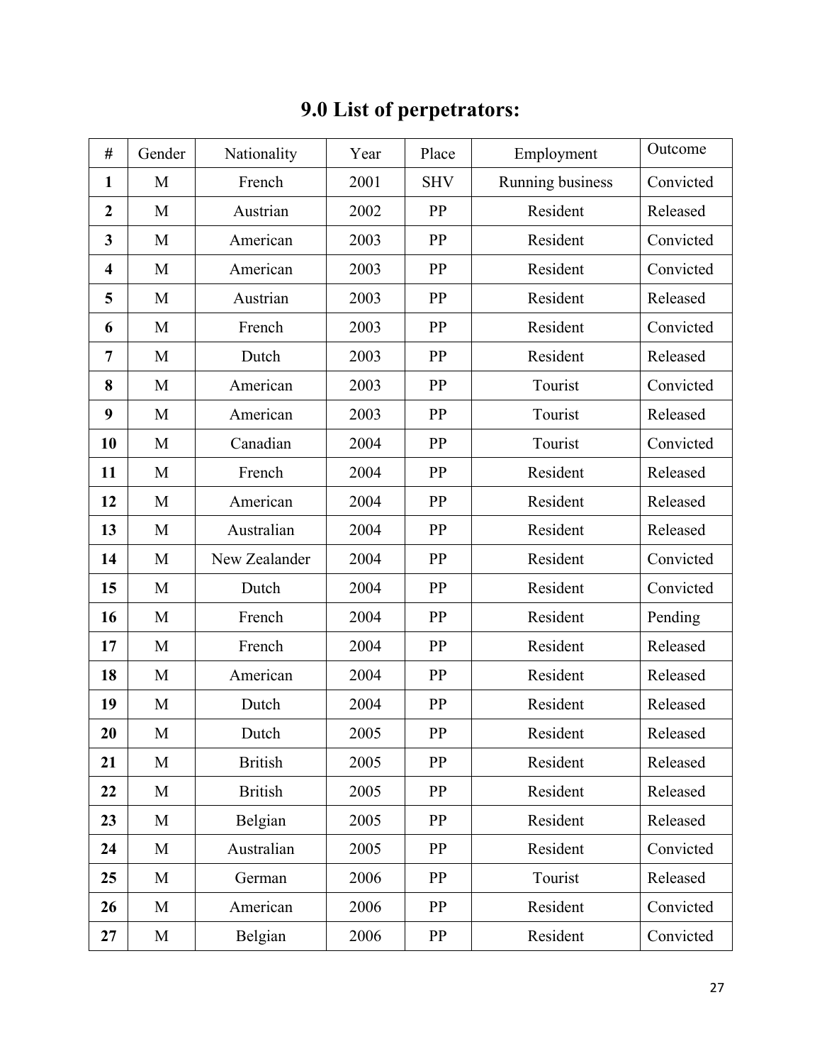# 9.0 List of perpetrators:

| # | Gender | Nationality | Year | Place | Employment | Outcome |
|---|---|---|---|---|---|---|
| **1** | M | French | 2001 | SHV | Running business | Convicted |
| **2** | M | Austrian | 2002 | PP | Resident | Released |
| **3** | M | American | 2003 | PP | Resident | Convicted |
| **4** | M | American | 2003 | PP | Resident | Convicted |
| **5** | M | Austrian | 2003 | PP | Resident | Released |
| **6** | M | French | 2003 | PP | Resident | Convicted |
| **7** | M | Dutch | 2003 | PP | Resident | Released |
| **8** | M | American | 2003 | PP | Tourist | Convicted |
| **9** | M | American | 2003 | PP | Tourist | Released |
| **10** | M | Canadian | 2004 | PP | Tourist | Convicted |
| **11** | M | French | 2004 | PP | Resident | Released |
| **12** | M | American | 2004 | PP | Resident | Released |
| **13** | M | Australian | 2004 | PP | Resident | Released |
| **14** | M | New Zealander | 2004 | PP | Resident | Convicted |
| **15** | M | Dutch | 2004 | PP | Resident | Convicted |
| **16** | M | French | 2004 | PP | Resident | Pending |
| **17** | M | French | 2004 | PP | Resident | Released |
| **18** | M | American | 2004 | PP | Resident | Released |
| **19** | M | Dutch | 2004 | PP | Resident | Released |
| **20** | M | Dutch | 2005 | PP | Resident | Released |
| **21** | M | British | 2005 | PP | Resident | Released |
| **22** | M | British | 2005 | PP | Resident | Released |
| **23** | M | Belgian | 2005 | PP | Resident | Released |
| **24** | M | Australian | 2005 | PP | Resident | Convicted |
| **25** | M | German | 2006 | PP | Tourist | Released |
| **26** | M | American | 2006 | PP | Resident | Convicted |
| **27** | M | Belgian | 2006 | PP | Resident | Convicted |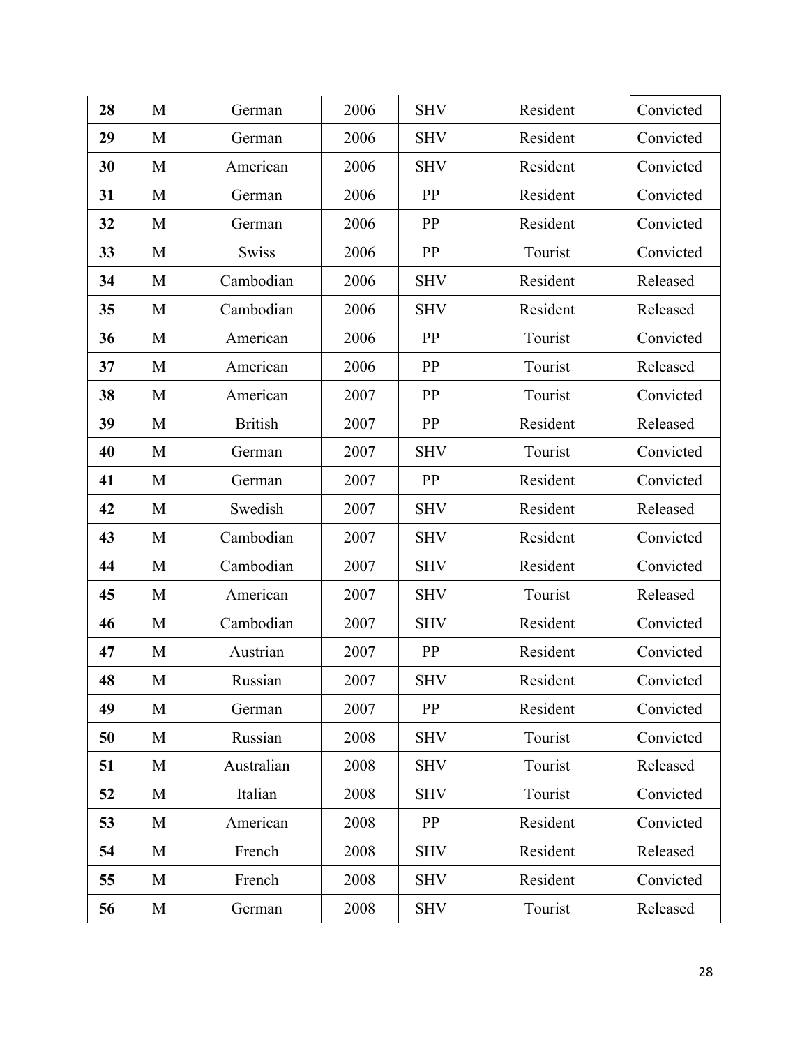| 28 | M | German | 2006 | SHV | Resident | Convicted |
|---|---|---|---|---|---|---|
| 29 | M | German | 2006 | SHV | Resident | Convicted |
| 30 | M | American | 2006 | SHV | Resident | Convicted |
| 31 | M | German | 2006 | PP | Resident | Convicted |
| 32 | M | German | 2006 | PP | Resident | Convicted |
| 33 | M | Swiss | 2006 | PP | Tourist | Convicted |
| 34 | M | Cambodian | 2006 | SHV | Resident | Released |
| 35 | M | Cambodian | 2006 | SHV | Resident | Released |
| 36 | M | American | 2006 | PP | Tourist | Convicted |
| 37 | M | American | 2006 | PP | Tourist | Released |
| 38 | M | American | 2007 | PP | Tourist | Convicted |
| 39 | M | British | 2007 | PP | Resident | Released |
| 40 | M | German | 2007 | SHV | Tourist | Convicted |
| 41 | M | German | 2007 | PP | Resident | Convicted |
| 42 | M | Swedish | 2007 | SHV | Resident | Released |
| 43 | M | Cambodian | 2007 | SHV | Resident | Convicted |
| 44 | M | Cambodian | 2007 | SHV | Resident | Convicted |
| 45 | M | American | 2007 | SHV | Tourist | Released |
| 46 | M | Cambodian | 2007 | SHV | Resident | Convicted |
| 47 | M | Austrian | 2007 | PP | Resident | Convicted |
| 48 | M | Russian | 2007 | SHV | Resident | Convicted |
| 49 | M | German | 2007 | PP | Resident | Convicted |
| 50 | M | Russian | 2008 | SHV | Tourist | Convicted |
| 51 | M | Australian | 2008 | SHV | Tourist | Released |
| 52 | M | Italian | 2008 | SHV | Tourist | Convicted |
| 53 | M | American | 2008 | PP | Resident | Convicted |
| 54 | M | French | 2008 | SHV | Resident | Released |
| 55 | M | French | 2008 | SHV | Resident | Convicted |
| 56 | M | German | 2008 | SHV | Tourist | Released |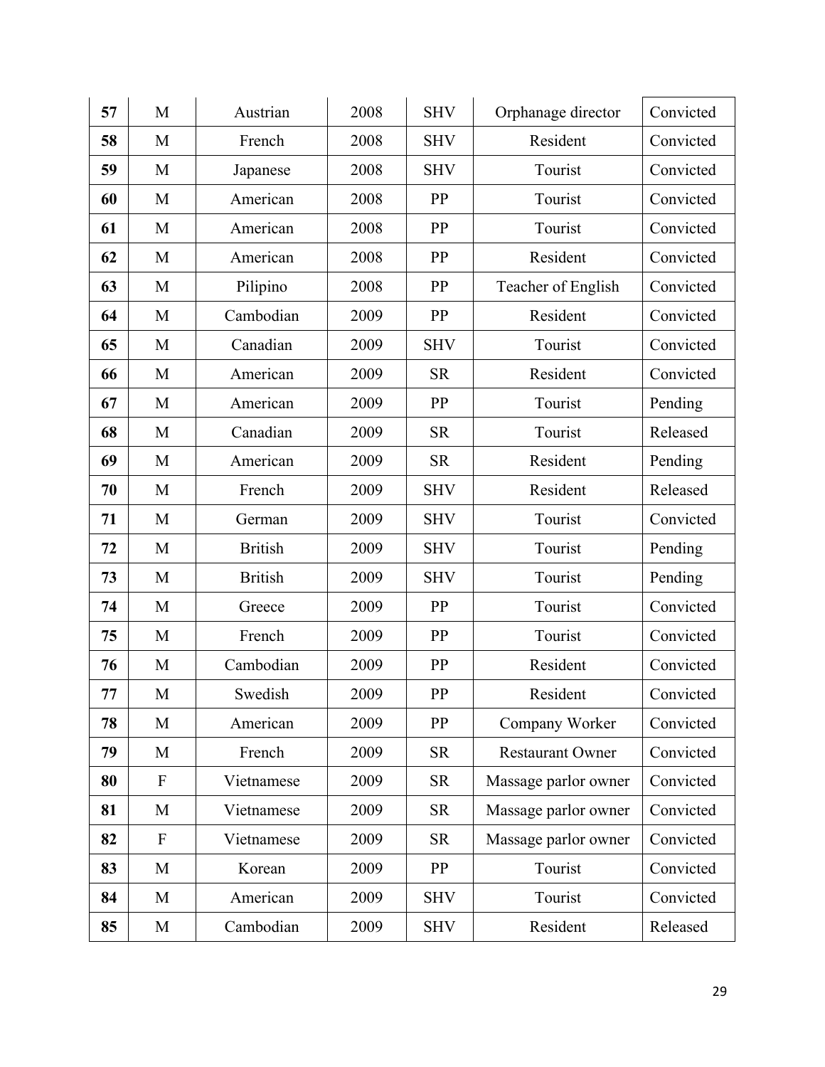| 57 | M | Austrian | 2008 | SHV | Orphanage director | Convicted |
|---|---|---|---|---|---|---|
| 58 | M | French | 2008 | SHV | Resident | Convicted |
| 59 | M | Japanese | 2008 | SHV | Tourist | Convicted |
| 60 | M | American | 2008 | PP | Tourist | Convicted |
| 61 | M | American | 2008 | PP | Tourist | Convicted |
| 62 | M | American | 2008 | PP | Resident | Convicted |
| 63 | M | Pilipino | 2008 | PP | Teacher of English | Convicted |
| 64 | M | Cambodian | 2009 | PP | Resident | Convicted |
| 65 | M | Canadian | 2009 | SHV | Tourist | Convicted |
| 66 | M | American | 2009 | SR | Resident | Convicted |
| 67 | M | American | 2009 | PP | Tourist | Pending |
| 68 | M | Canadian | 2009 | SR | Tourist | Released |
| 69 | M | American | 2009 | SR | Resident | Pending |
| 70 | M | French | 2009 | SHV | Resident | Released |
| 71 | M | German | 2009 | SHV | Tourist | Convicted |
| 72 | M | British | 2009 | SHV | Tourist | Pending |
| 73 | M | British | 2009 | SHV | Tourist | Pending |
| 74 | M | Greece | 2009 | PP | Tourist | Convicted |
| 75 | M | French | 2009 | PP | Tourist | Convicted |
| 76 | M | Cambodian | 2009 | PP | Resident | Convicted |
| 77 | M | Swedish | 2009 | PP | Resident | Convicted |
| 78 | M | American | 2009 | PP | Company Worker | Convicted |
| 79 | M | French | 2009 | SR | Restaurant Owner | Convicted |
| 80 | F | Vietnamese | 2009 | SR | Massage parlor owner | Convicted |
| 81 | M | Vietnamese | 2009 | SR | Massage parlor owner | Convicted |
| 82 | F | Vietnamese | 2009 | SR | Massage parlor owner | Convicted |
| 83 | M | Korean | 2009 | PP | Tourist | Convicted |
| 84 | M | American | 2009 | SHV | Tourist | Convicted |
| 85 | M | Cambodian | 2009 | SHV | Resident | Released |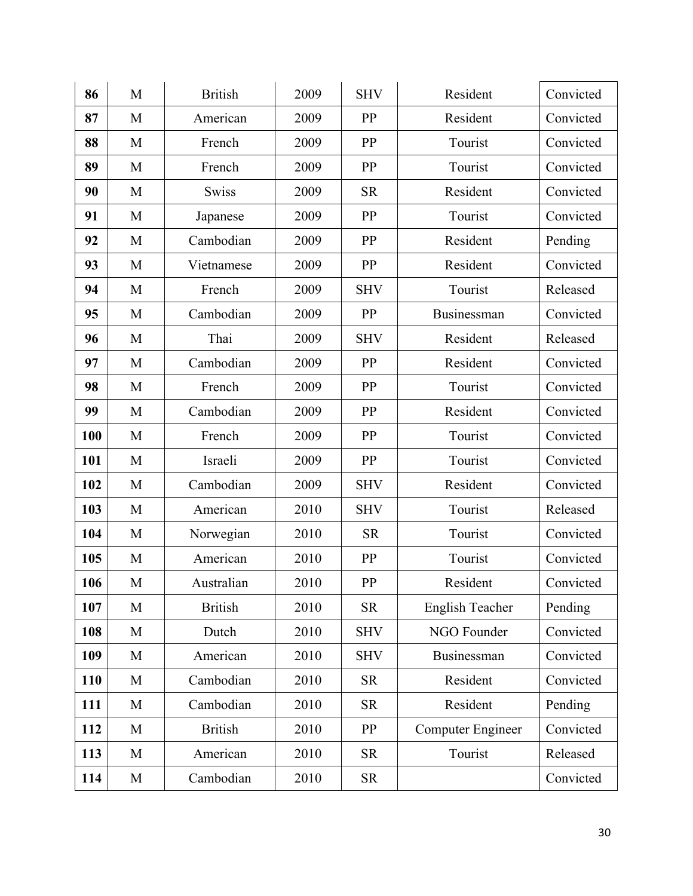| **86** | M | British | 2009 | SHV | Resident | Convicted |
|---|---|---|---|---|---|---|
| **87** | M | American | 2009 | PP | Resident | Convicted |
| **88** | M | French | 2009 | PP | Tourist | Convicted |
| **89** | M | French | 2009 | PP | Tourist | Convicted |
| **90** | M | Swiss | 2009 | SR | Resident | Convicted |
| **91** | M | Japanese | 2009 | PP | Tourist | Convicted |
| **92** | M | Cambodian | 2009 | PP | Resident | Pending |
| **93** | M | Vietnamese | 2009 | PP | Resident | Convicted |
| **94** | M | French | 2009 | SHV | Tourist | Released |
| **95** | M | Cambodian | 2009 | PP | Businessman | Convicted |
| **96** | M | Thai | 2009 | SHV | Resident | Released |
| **97** | M | Cambodian | 2009 | PP | Resident | Convicted |
| **98** | M | French | 2009 | PP | Tourist | Convicted |
| **99** | M | Cambodian | 2009 | PP | Resident | Convicted |
| **100** | M | French | 2009 | PP | Tourist | Convicted |
| **101** | M | Israeli | 2009 | PP | Tourist | Convicted |
| **102** | M | Cambodian | 2009 | SHV | Resident | Convicted |
| **103** | M | American | 2010 | SHV | Tourist | Released |
| **104** | M | Norwegian | 2010 | SR | Tourist | Convicted |
| **105** | M | American | 2010 | PP | Tourist | Convicted |
| **106** | M | Australian | 2010 | PP | Resident | Convicted |
| **107** | M | British | 2010 | SR | English Teacher | Pending |
| **108** | M | Dutch | 2010 | SHV | NGO Founder | Convicted |
| **109** | M | American | 2010 | SHV | Businessman | Convicted |
| **110** | M | Cambodian | 2010 | SR | Resident | Convicted |
| **111** | M | Cambodian | 2010 | SR | Resident | Pending |
| **112** | M | British | 2010 | PP | Computer Engineer | Convicted |
| **113** | M | American | 2010 | SR | Tourist | Released |
| **114** | M | Cambodian | 2010 | SR | | Convicted |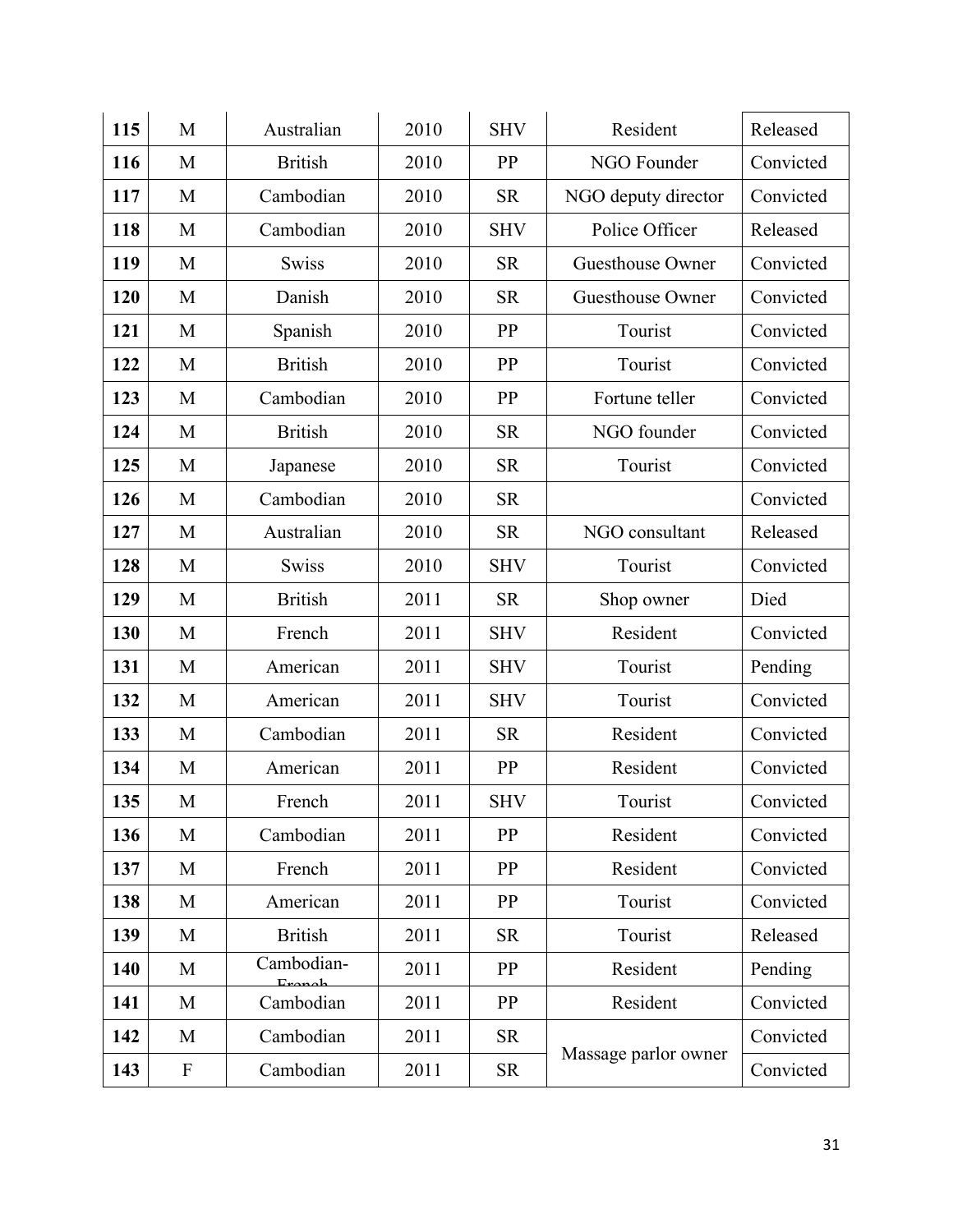| **115** | M | Australian | 2010 | SHV | Resident | Released |
|---|---|---|---|---|---|---|
| **116** | M | British | 2010 | PP | NGO Founder | Convicted |
| **117** | M | Cambodian | 2010 | SR | NGO deputy director | Convicted |
| **118** | M | Cambodian | 2010 | SHV | Police Officer | Released |
| **119** | M | Swiss | 2010 | SR | Guesthouse Owner | Convicted |
| **120** | M | Danish | 2010 | SR | Guesthouse Owner | Convicted |
| **121** | M | Spanish | 2010 | PP | Tourist | Convicted |
| **122** | M | British | 2010 | PP | Tourist | Convicted |
| **123** | M | Cambodian | 2010 | PP | Fortune teller | Convicted |
| **124** | M | British | 2010 | SR | NGO founder | Convicted |
| **125** | M | Japanese | 2010 | SR | Tourist | Convicted |
| **126** | M | Cambodian | 2010 | SR | | Convicted |
| **127** | M | Australian | 2010 | SR | NGO consultant | Released |
| **128** | M | Swiss | 2010 | SHV | Tourist | Convicted |
| **129** | M | British | 2011 | SR | Shop owner | Died |
| **130** | M | French | 2011 | SHV | Resident | Convicted |
| **131** | M | American | 2011 | SHV | Tourist | Pending |
| **132** | M | American | 2011 | SHV | Tourist | Convicted |
| **133** | M | Cambodian | 2011 | SR | Resident | Convicted |
| **134** | M | American | 2011 | PP | Resident | Convicted |
| **135** | M | French | 2011 | SHV | Tourist | Convicted |
| **136** | M | Cambodian | 2011 | PP | Resident | Convicted |
| **137** | M | French | 2011 | PP | Resident | Convicted |
| **138** | M | American | 2011 | PP | Tourist | Convicted |
| **139** | M | British | 2011 | SR | Tourist | Released |
| **140** | M | Cambodian-French | 2011 | PP | Resident | Pending |
| **141** | M | Cambodian | 2011 | PP | Resident | Convicted |
| **142** | M | Cambodian | 2011 | SR | Massage parlor owner | Convicted |
| **143** | F | Cambodian | 2011 | SR | | Convicted |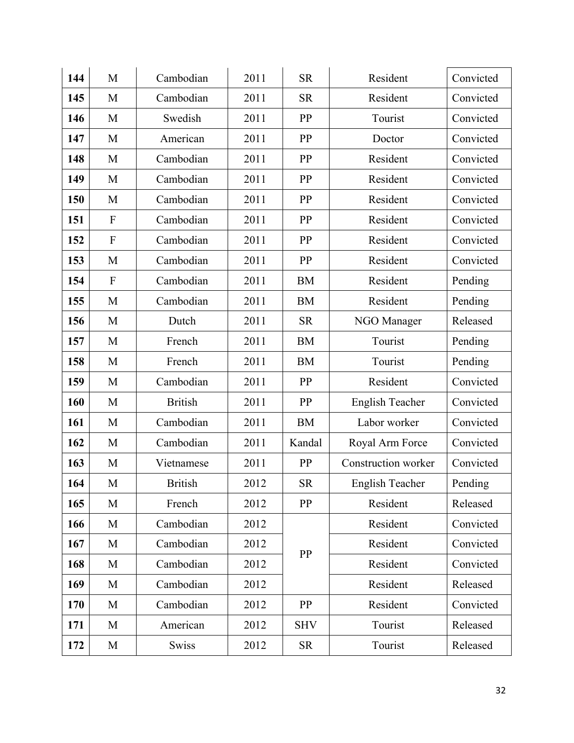| 144 | M | Cambodian | 2011 | SR | Resident | Convicted |
|---|---|---|---|---|---|---|
| 145 | M | Cambodian | 2011 | SR | Resident | Convicted |
| 146 | M | Swedish | 2011 | PP | Tourist | Convicted |
| 147 | M | American | 2011 | PP | Doctor | Convicted |
| 148 | M | Cambodian | 2011 | PP | Resident | Convicted |
| 149 | M | Cambodian | 2011 | PP | Resident | Convicted |
| 150 | M | Cambodian | 2011 | PP | Resident | Convicted |
| 151 | F | Cambodian | 2011 | PP | Resident | Convicted |
| 152 | F | Cambodian | 2011 | PP | Resident | Convicted |
| 153 | M | Cambodian | 2011 | PP | Resident | Convicted |
| 154 | F | Cambodian | 2011 | BM | Resident | Pending |
| 155 | M | Cambodian | 2011 | BM | Resident | Pending |
| 156 | M | Dutch | 2011 | SR | NGO Manager | Released |
| 157 | M | French | 2011 | BM | Tourist | Pending |
| 158 | M | French | 2011 | BM | Tourist | Pending |
| 159 | M | Cambodian | 2011 | PP | Resident | Convicted |
| 160 | M | British | 2011 | PP | English Teacher | Convicted |
| 161 | M | Cambodian | 2011 | BM | Labor worker | Convicted |
| 162 | M | Cambodian | 2011 | Kandal | Royal Arm Force | Convicted |
| 163 | M | Vietnamese | 2011 | PP | Construction worker | Convicted |
| 164 | M | British | 2012 | SR | English Teacher | Pending |
| 165 | M | French | 2012 | PP | Resident | Released |
| 166 | M | Cambodian | 2012 | PP | Resident | Convicted |
| 167 | M | Cambodian | 2012 | | Resident | Convicted |
| 168 | M | Cambodian | 2012 | | Resident | Convicted |
| 169 | M | Cambodian | 2012 | | Resident | Released |
| 170 | M | Cambodian | 2012 | PP | Resident | Convicted |
| 171 | M | American | 2012 | SHV | Tourist | Released |
| 172 | M | Swiss | 2012 | SR | Tourist | Released |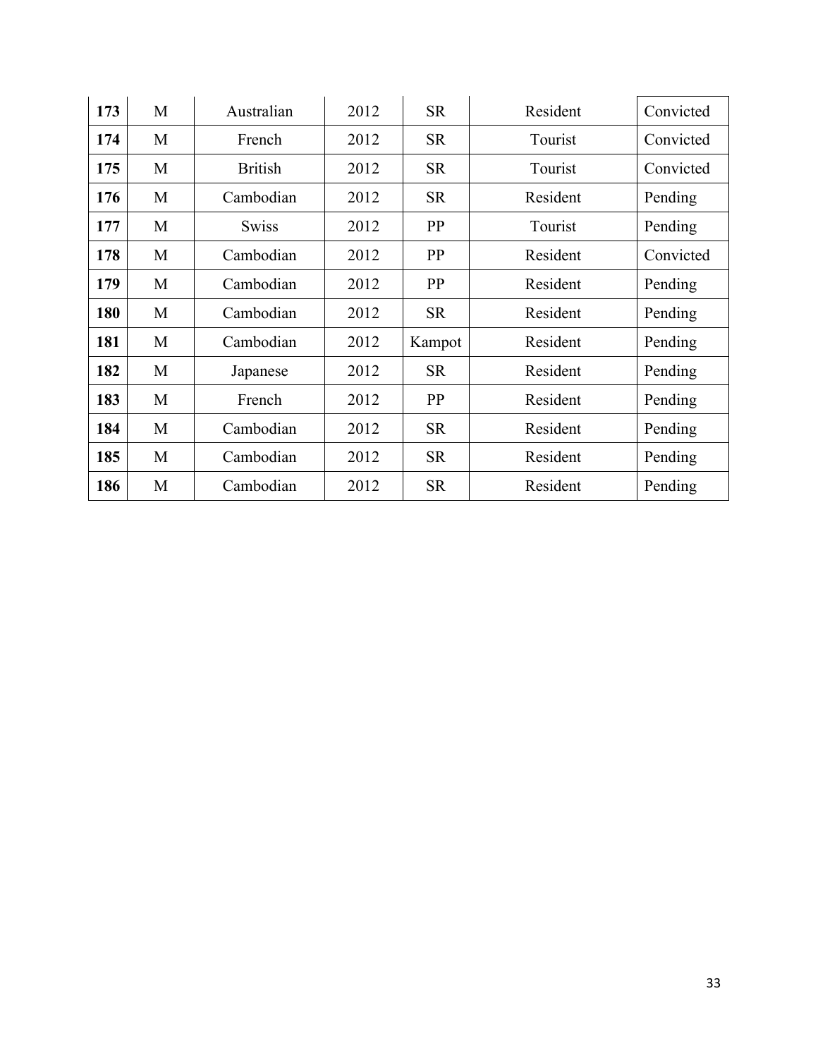| 173 | M | Australian | 2012 | SR | Resident | Convicted |
|---|---|---|---|---|---|---|
| 174 | M | French | 2012 | SR | Tourist | Convicted |
| 175 | M | British | 2012 | SR | Tourist | Convicted |
| 176 | M | Cambodian | 2012 | SR | Resident | Pending |
| 177 | M | Swiss | 2012 | PP | Tourist | Pending |
| 178 | M | Cambodian | 2012 | PP | Resident | Convicted |
| 179 | M | Cambodian | 2012 | PP | Resident | Pending |
| 180 | M | Cambodian | 2012 | SR | Resident | Pending |
| 181 | M | Cambodian | 2012 | Kampot | Resident | Pending |
| 182 | M | Japanese | 2012 | SR | Resident | Pending |
| 183 | M | French | 2012 | PP | Resident | Pending |
| 184 | M | Cambodian | 2012 | SR | Resident | Pending |
| 185 | M | Cambodian | 2012 | SR | Resident | Pending |
| 186 | M | Cambodian | 2012 | SR | Resident | Pending |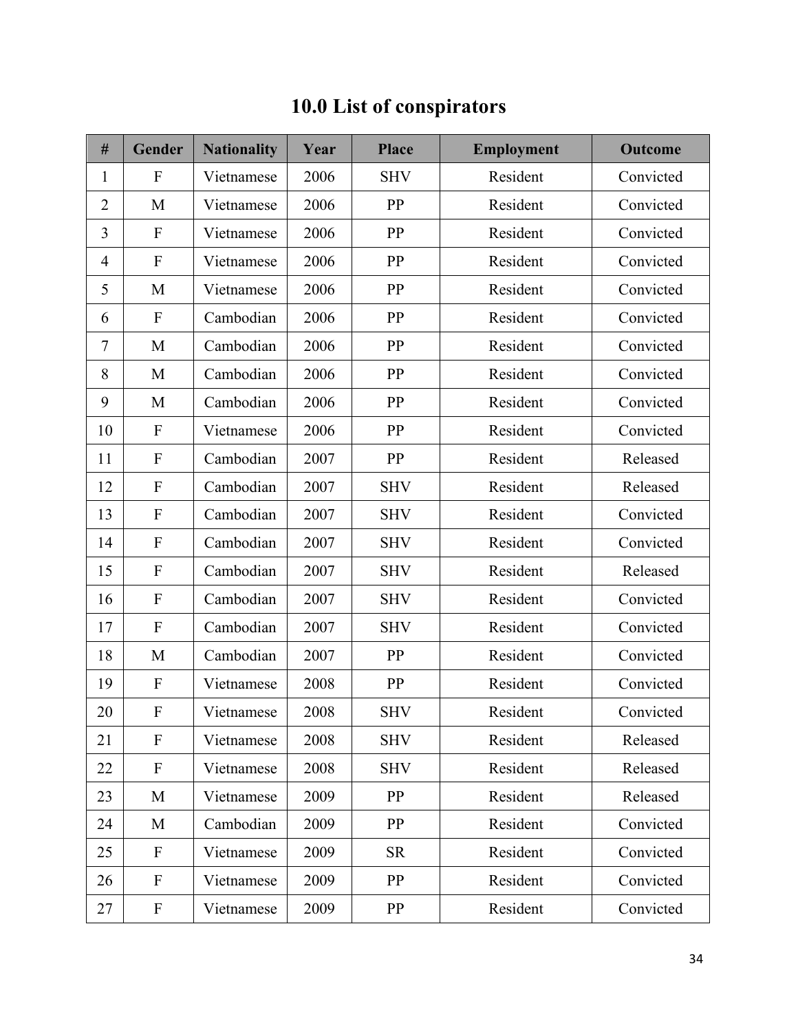# 10.0 List of conspirators

| # | Gender | Nationality | Year | Place | Employment | Outcome |
|---|---|---|---|---|---|---|
| 1 | F | Vietnamese | 2006 | SHV | Resident | Convicted |
| 2 | M | Vietnamese | 2006 | PP | Resident | Convicted |
| 3 | F | Vietnamese | 2006 | PP | Resident | Convicted |
| 4 | F | Vietnamese | 2006 | PP | Resident | Convicted |
| 5 | M | Vietnamese | 2006 | PP | Resident | Convicted |
| 6 | F | Cambodian | 2006 | PP | Resident | Convicted |
| 7 | M | Cambodian | 2006 | PP | Resident | Convicted |
| 8 | M | Cambodian | 2006 | PP | Resident | Convicted |
| 9 | M | Cambodian | 2006 | PP | Resident | Convicted |
| 10 | F | Vietnamese | 2006 | PP | Resident | Convicted |
| 11 | F | Cambodian | 2007 | PP | Resident | Released |
| 12 | F | Cambodian | 2007 | SHV | Resident | Released |
| 13 | F | Cambodian | 2007 | SHV | Resident | Convicted |
| 14 | F | Cambodian | 2007 | SHV | Resident | Convicted |
| 15 | F | Cambodian | 2007 | SHV | Resident | Released |
| 16 | F | Cambodian | 2007 | SHV | Resident | Convicted |
| 17 | F | Cambodian | 2007 | SHV | Resident | Convicted |
| 18 | M | Cambodian | 2007 | PP | Resident | Convicted |
| 19 | F | Vietnamese | 2008 | PP | Resident | Convicted |
| 20 | F | Vietnamese | 2008 | SHV | Resident | Convicted |
| 21 | F | Vietnamese | 2008 | SHV | Resident | Released |
| 22 | F | Vietnamese | 2008 | SHV | Resident | Released |
| 23 | M | Vietnamese | 2009 | PP | Resident | Released |
| 24 | M | Cambodian | 2009 | PP | Resident | Convicted |
| 25 | F | Vietnamese | 2009 | SR | Resident | Convicted |
| 26 | F | Vietnamese | 2009 | PP | Resident | Convicted |
| 27 | F | Vietnamese | 2009 | PP | Resident | Convicted |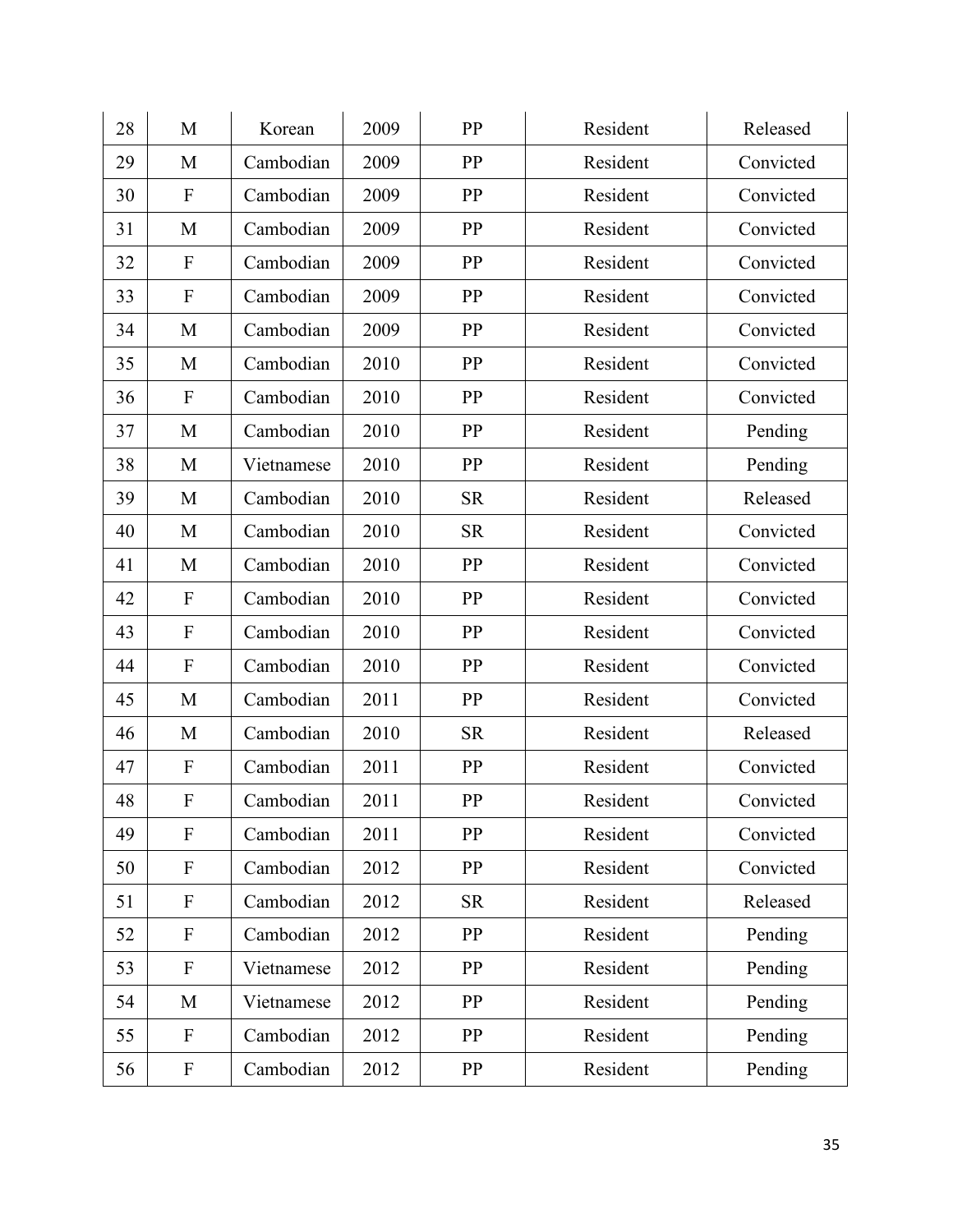| 28 | M | Korean | 2009 | PP | Resident | Released |
|---|---|---|---|---|---|---|
| 29 | M | Cambodian | 2009 | PP | Resident | Convicted |
| 30 | F | Cambodian | 2009 | PP | Resident | Convicted |
| 31 | M | Cambodian | 2009 | PP | Resident | Convicted |
| 32 | F | Cambodian | 2009 | PP | Resident | Convicted |
| 33 | F | Cambodian | 2009 | PP | Resident | Convicted |
| 34 | M | Cambodian | 2009 | PP | Resident | Convicted |
| 35 | M | Cambodian | 2010 | PP | Resident | Convicted |
| 36 | F | Cambodian | 2010 | PP | Resident | Convicted |
| 37 | M | Cambodian | 2010 | PP | Resident | Pending |
| 38 | M | Vietnamese | 2010 | PP | Resident | Pending |
| 39 | M | Cambodian | 2010 | SR | Resident | Released |
| 40 | M | Cambodian | 2010 | SR | Resident | Convicted |
| 41 | M | Cambodian | 2010 | PP | Resident | Convicted |
| 42 | F | Cambodian | 2010 | PP | Resident | Convicted |
| 43 | F | Cambodian | 2010 | PP | Resident | Convicted |
| 44 | F | Cambodian | 2010 | PP | Resident | Convicted |
| 45 | M | Cambodian | 2011 | PP | Resident | Convicted |
| 46 | M | Cambodian | 2010 | SR | Resident | Released |
| 47 | F | Cambodian | 2011 | PP | Resident | Convicted |
| 48 | F | Cambodian | 2011 | PP | Resident | Convicted |
| 49 | F | Cambodian | 2011 | PP | Resident | Convicted |
| 50 | F | Cambodian | 2012 | PP | Resident | Convicted |
| 51 | F | Cambodian | 2012 | SR | Resident | Released |
| 52 | F | Cambodian | 2012 | PP | Resident | Pending |
| 53 | F | Vietnamese | 2012 | PP | Resident | Pending |
| 54 | M | Vietnamese | 2012 | PP | Resident | Pending |
| 55 | F | Cambodian | 2012 | PP | Resident | Pending |
| 56 | F | Cambodian | 2012 | PP | Resident | Pending |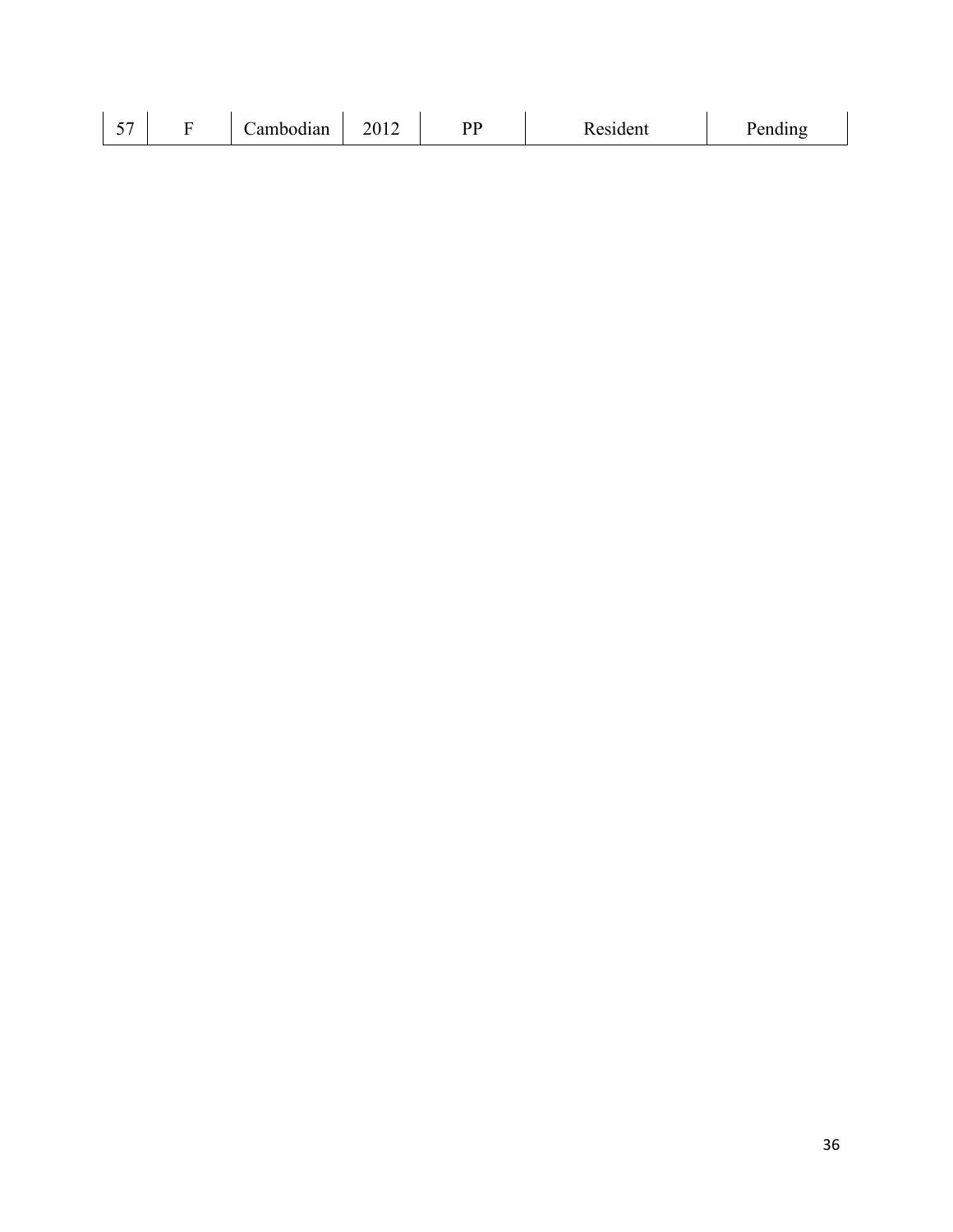| 57 | F | Cambodian | 2012 | PP | Resident | Pending |
|---|---|---|---|---|---|---|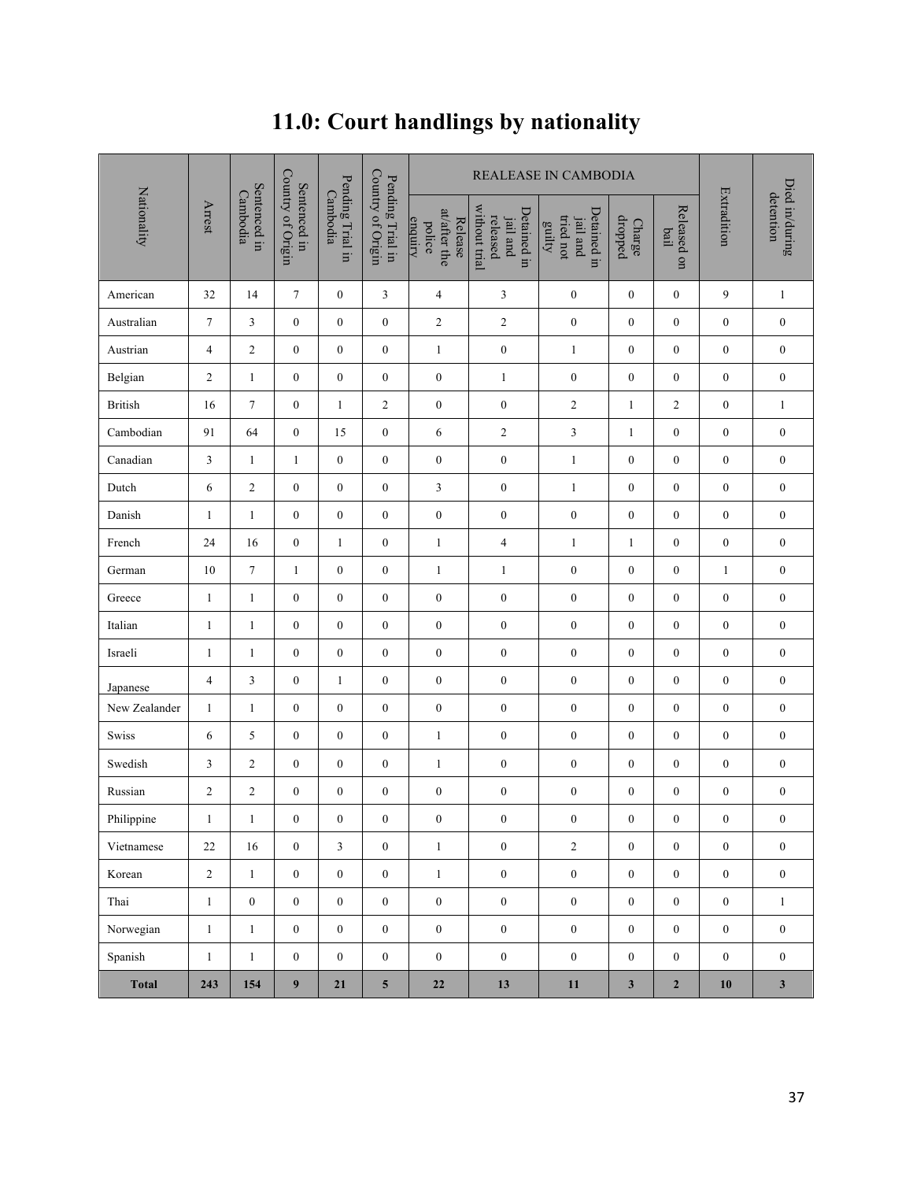# 11.0: Court handlings by nationality

| Nationality | Arrest | Sentenced in Cambodia | Sentenced in Country of Origin | Pending Trial in Cambodia | Pending Trial in Country of Origin | REALEASE IN CAMBODIA | | | | | Extradition | Died in/during detention |
|---|---|---|---|---|---|---|---|---|---|---|---|---|
| | | | | | | Release at/after the police enquiry | Detained in jail and released without trial | Detained in jail and tried not guilty | Charge dropped | Released on bail | | |
| American | 32 | 14 | 7 | 0 | 3 | 4 | 3 | 0 | 0 | 0 | 9 | 1 |
| Australian | 7 | 3 | 0 | 0 | 0 | 2 | 2 | 0 | 0 | 0 | 0 | 0 |
| Austrian | 4 | 2 | 0 | 0 | 0 | 1 | 0 | 1 | 0 | 0 | 0 | 0 |
| Belgian | 2 | 1 | 0 | 0 | 0 | 0 | 1 | 0 | 0 | 0 | 0 | 0 |
| British | 16 | 7 | 0 | 1 | 2 | 0 | 0 | 2 | 1 | 2 | 0 | 1 |
| Cambodian | 91 | 64 | 0 | 15 | 0 | 6 | 2 | 3 | 1 | 0 | 0 | 0 |
| Canadian | 3 | 1 | 1 | 0 | 0 | 0 | 0 | 1 | 0 | 0 | 0 | 0 |
| Dutch | 6 | 2 | 0 | 0 | 0 | 3 | 0 | 1 | 0 | 0 | 0 | 0 |
| Danish | 1 | 1 | 0 | 0 | 0 | 0 | 0 | 0 | 0 | 0 | 0 | 0 |
| French | 24 | 16 | 0 | 1 | 0 | 1 | 4 | 1 | 1 | 0 | 0 | 0 |
| German | 10 | 7 | 1 | 0 | 0 | 1 | 1 | 0 | 0 | 0 | 1 | 0 |
| Greece | 1 | 1 | 0 | 0 | 0 | 0 | 0 | 0 | 0 | 0 | 0 | 0 |
| Italian | 1 | 1 | 0 | 0 | 0 | 0 | 0 | 0 | 0 | 0 | 0 | 0 |
| Israeli | 1 | 1 | 0 | 0 | 0 | 0 | 0 | 0 | 0 | 0 | 0 | 0 |
| Japanese | 4 | 3 | 0 | 1 | 0 | 0 | 0 | 0 | 0 | 0 | 0 | 0 |
| New Zealander | 1 | 1 | 0 | 0 | 0 | 0 | 0 | 0 | 0 | 0 | 0 | 0 |
| Swiss | 6 | 5 | 0 | 0 | 0 | 1 | 0 | 0 | 0 | 0 | 0 | 0 |
| Swedish | 3 | 2 | 0 | 0 | 0 | 1 | 0 | 0 | 0 | 0 | 0 | 0 |
| Russian | 2 | 2 | 0 | 0 | 0 | 0 | 0 | 0 | 0 | 0 | 0 | 0 |
| Philippine | 1 | 1 | 0 | 0 | 0 | 0 | 0 | 0 | 0 | 0 | 0 | 0 |
| Vietnamese | 22 | 16 | 0 | 3 | 0 | 1 | 0 | 2 | 0 | 0 | 0 | 0 |
| Korean | 2 | 1 | 0 | 0 | 0 | 1 | 0 | 0 | 0 | 0 | 0 | 0 |
| Thai | 1 | 0 | 0 | 0 | 0 | 0 | 0 | 0 | 0 | 0 | 0 | 1 |
| Norwegian | 1 | 1 | 0 | 0 | 0 | 0 | 0 | 0 | 0 | 0 | 0 | 0 |
| Spanish | 1 | 1 | 0 | 0 | 0 | 0 | 0 | 0 | 0 | 0 | 0 | 0 |
| **Total** | **243** | **154** | **9** | **21** | **5** | **22** | **13** | **11** | **3** | **2** | **10** | **3** |